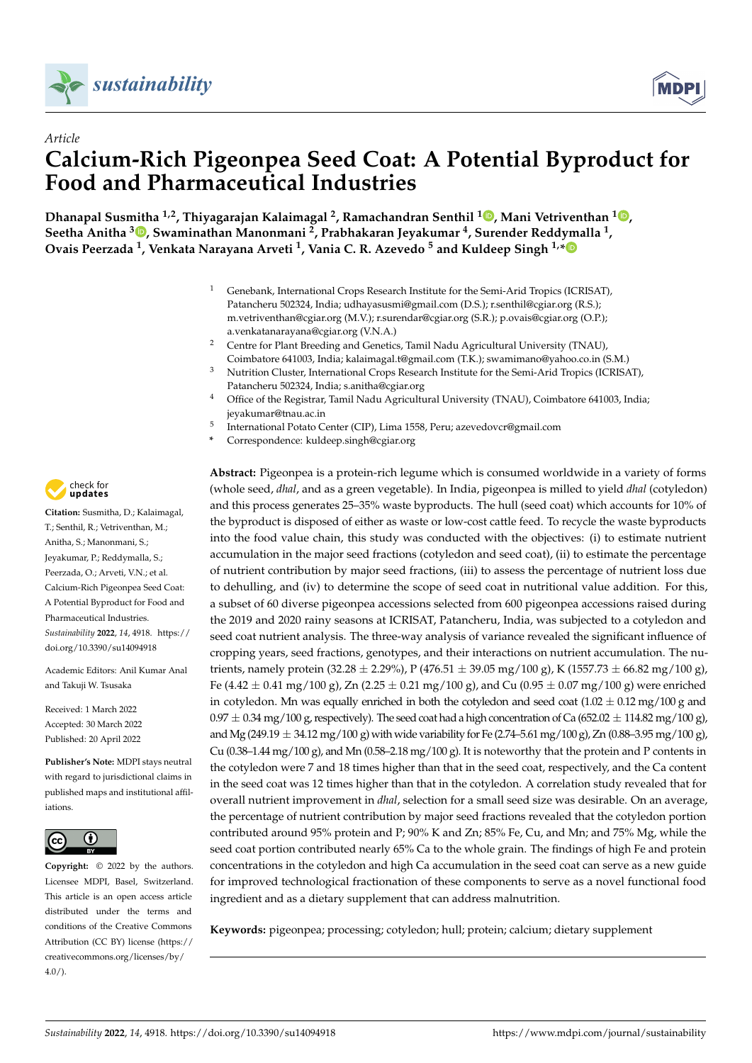*Article*

# Calcium-Rich Pigeonpea Seed Coat: A Potential Byproduct for Food and Pharmaceutical Industries

**Dhanapal Susmitha [1,2], Thiyagarajan Kalaimagal [2], Ramachandran Senthil [1], Mani Vetriventhan [1], Seetha Anitha [3], Swaminathan Manonmani [2], Prabhakaran Jeyakumar [4], Surender Reddymalla [1], Ovais Peerzada [1], Venkata Narayana Arveti [1], Vania C. R. Azevedo [5] and Kuldeep Singh [1,*]**

[1] Genebank, International Crops Research Institute for the Semi-Arid Tropics (ICRISAT), Patancheru 502324, India; udhayasusmi@gmail.com (D.S.); r.senthil@cgiar.org (R.S.); m.vetriventhan@cgiar.org (M.V.); r.surendar@cgiar.org (S.R.); p.ovais@cgiar.org (O.P.); a.venkatanarayana@cgiar.org (V.N.A.)

[2] Centre for Plant Breeding and Genetics, Tamil Nadu Agricultural University (TNAU), Coimbatore 641003, India; kalaimagal.t@gmail.com (T.K.); swamimano@yahoo.co.in (S.M.)

[3] Nutrition Cluster, International Crops Research Institute for the Semi-Arid Tropics (ICRISAT), Patancheru 502324, India; s.anitha@cgiar.org

[4] Office of the Registrar, Tamil Nadu Agricultural University (TNAU), Coimbatore 641003, India; jeyakumar@tnau.ac.in

[5] International Potato Center (CIP), Lima 1558, Peru; azevedovcr@gmail.com

* Correspondence: kuldeep.singh@cgiar.org

**Citation:** Susmitha, D.; Kalaimagal, T.; Senthil, R.; Vetriventhan, M.; Anitha, S.; Manonmani, S.; Jeyakumar, P.; Reddymalla, S.; Peerzada, O.; Arveti, V.N.; et al. Calcium-Rich Pigeonpea Seed Coat: A Potential Byproduct for Food and Pharmaceutical Industries. *Sustainability* **2022**, *14*, 4918. https://doi.org/10.3390/su14094918

Academic Editors: Anil Kumar Anal and Takuji W. Tsusaka

Received: 1 March 2022
Accepted: 30 March 2022
Published: 20 April 2022

**Publisher's Note:** MDPI stays neutral with regard to jurisdictional claims in published maps and institutional affiliations.

**Copyright:** © 2022 by the authors. Licensee MDPI, Basel, Switzerland. This article is an open access article distributed under the terms and conditions of the Creative Commons Attribution (CC BY) license (https://creativecommons.org/licenses/by/4.0/).

**Abstract:** Pigeonpea is a protein-rich legume which is consumed worldwide in a variety of forms (whole seed, *dhal*, and as a green vegetable). In India, pigeonpea is milled to yield *dhal* (cotyledon) and this process generates 25–35% waste byproducts. The hull (seed coat) which accounts for 10% of the byproduct is disposed of either as waste or low-cost cattle feed. To recycle the waste byproducts into the food value chain, this study was conducted with the objectives: (i) to estimate nutrient accumulation in the major seed fractions (cotyledon and seed coat), (ii) to estimate the percentage of nutrient contribution by major seed fractions, (iii) to assess the percentage of nutrient loss due to dehulling, and (iv) to determine the scope of seed coat in nutritional value addition. For this, a subset of 60 diverse pigeonpea accessions selected from 600 pigeonpea accessions raised during the 2019 and 2020 rainy seasons at ICRISAT, Patancheru, India, was subjected to a cotyledon and seed coat nutrient analysis. The three-way analysis of variance revealed the significant influence of cropping years, seed fractions, genotypes, and their interactions on nutrient accumulation. The nutrients, namely protein (32.28 ± 2.29%), P (476.51 ± 39.05 mg/100 g), K (1557.73 ± 66.82 mg/100 g), Fe (4.42 ± 0.41 mg/100 g), Zn (2.25 ± 0.21 mg/100 g), and Cu (0.95 ± 0.07 mg/100 g) were enriched in cotyledon. Mn was equally enriched in both the cotyledon and seed coat (1.02 ± 0.12 mg/100 g and 0.97 ± 0.34 mg/100 g, respectively). The seed coat had a high concentration of Ca (652.02 ± 114.82 mg/100 g), and Mg (249.19 ± 34.12 mg/100 g) with wide variability for Fe (2.74–5.61 mg/100 g), Zn (0.88–3.95 mg/100 g), Cu (0.38–1.44 mg/100 g), and Mn (0.58–2.18 mg/100 g). It is noteworthy that the protein and P contents in the cotyledon were 7 and 18 times higher than that in the seed coat, respectively, and the Ca content in the seed coat was 12 times higher than that in the cotyledon. A correlation study revealed that for overall nutrient improvement in *dhal*, selection for a small seed size was desirable. On an average, the percentage of nutrient contribution by major seed fractions revealed that the cotyledon portion contributed around 95% protein and P; 90% K and Zn; 85% Fe, Cu, and Mn; and 75% Mg, while the seed coat portion contributed nearly 65% Ca to the whole grain. The findings of high Fe and protein concentrations in the cotyledon and high Ca accumulation in the seed coat can serve as a new guide for improved technological fractionation of these components to serve as a novel functional food ingredient and as a dietary supplement that can address malnutrition.

**Keywords:** pigeonpea; processing; cotyledon; hull; protein; calcium; dietary supplement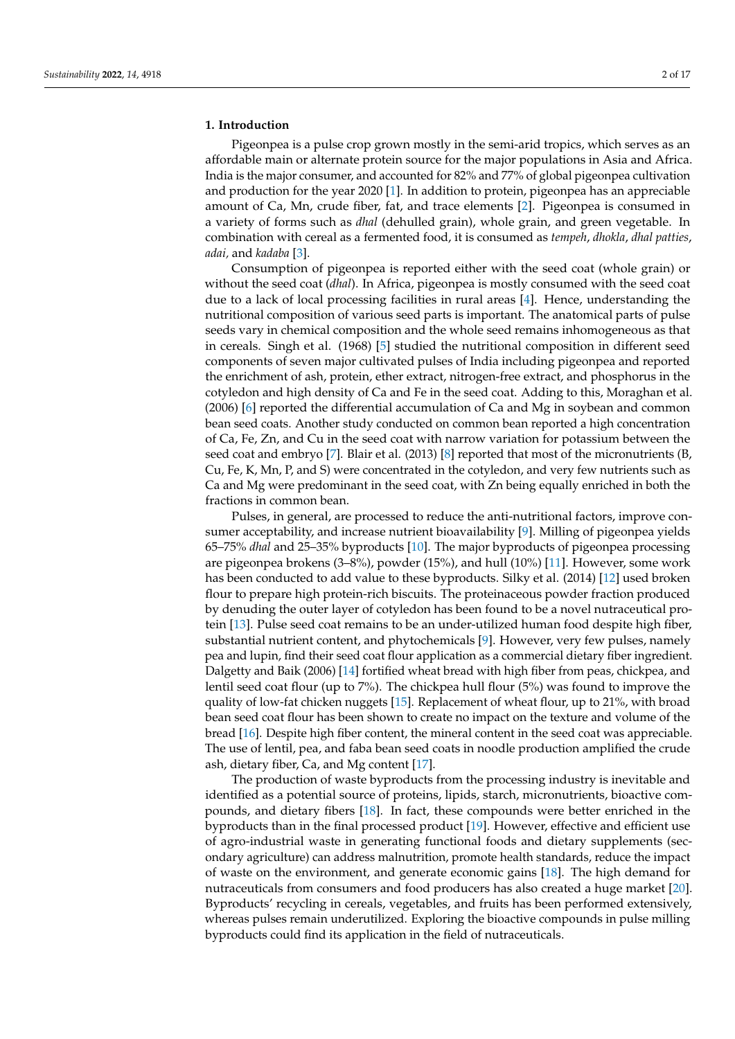## 1. Introduction

Pigeonpea is a pulse crop grown mostly in the semi-arid tropics, which serves as an affordable main or alternate protein source for the major populations in Asia and Africa. India is the major consumer, and accounted for 82% and 77% of global pigeonpea cultivation and production for the year 2020 [1]. In addition to protein, pigeonpea has an appreciable amount of Ca, Mn, crude fiber, fat, and trace elements [2]. Pigeonpea is consumed in a variety of forms such as *dhal* (dehulled grain), whole grain, and green vegetable. In combination with cereal as a fermented food, it is consumed as *tempeh*, *dhokla*, *dhal patties*, *adai,* and *kadaba* [3].

Consumption of pigeonpea is reported either with the seed coat (whole grain) or without the seed coat (*dhal*). In Africa, pigeonpea is mostly consumed with the seed coat due to a lack of local processing facilities in rural areas [4]. Hence, understanding the nutritional composition of various seed parts is important. The anatomical parts of pulse seeds vary in chemical composition and the whole seed remains inhomogeneous as that in cereals. Singh et al. (1968) [5] studied the nutritional composition in different seed components of seven major cultivated pulses of India including pigeonpea and reported the enrichment of ash, protein, ether extract, nitrogen-free extract, and phosphorus in the cotyledon and high density of Ca and Fe in the seed coat. Adding to this, Moraghan et al. (2006) [6] reported the differential accumulation of Ca and Mg in soybean and common bean seed coats. Another study conducted on common bean reported a high concentration of Ca, Fe, Zn, and Cu in the seed coat with narrow variation for potassium between the seed coat and embryo [7]. Blair et al. (2013) [8] reported that most of the micronutrients (B, Cu, Fe, K, Mn, P, and S) were concentrated in the cotyledon, and very few nutrients such as Ca and Mg were predominant in the seed coat, with Zn being equally enriched in both the fractions in common bean.

Pulses, in general, are processed to reduce the anti-nutritional factors, improve consumer acceptability, and increase nutrient bioavailability [9]. Milling of pigeonpea yields 65–75% *dhal* and 25–35% byproducts [10]. The major byproducts of pigeonpea processing are pigeonpea brokens (3–8%), powder (15%), and hull (10%) [11]. However, some work has been conducted to add value to these byproducts. Silky et al. (2014) [12] used broken flour to prepare high protein-rich biscuits. The proteinaceous powder fraction produced by denuding the outer layer of cotyledon has been found to be a novel nutraceutical protein [13]. Pulse seed coat remains to be an under-utilized human food despite high fiber, substantial nutrient content, and phytochemicals [9]. However, very few pulses, namely pea and lupin, find their seed coat flour application as a commercial dietary fiber ingredient. Dalgetty and Baik (2006) [14] fortified wheat bread with high fiber from peas, chickpea, and lentil seed coat flour (up to 7%). The chickpea hull flour (5%) was found to improve the quality of low-fat chicken nuggets [15]. Replacement of wheat flour, up to 21%, with broad bean seed coat flour has been shown to create no impact on the texture and volume of the bread [16]. Despite high fiber content, the mineral content in the seed coat was appreciable. The use of lentil, pea, and faba bean seed coats in noodle production amplified the crude ash, dietary fiber, Ca, and Mg content [17].

The production of waste byproducts from the processing industry is inevitable and identified as a potential source of proteins, lipids, starch, micronutrients, bioactive compounds, and dietary fibers [18]. In fact, these compounds were better enriched in the byproducts than in the final processed product [19]. However, effective and efficient use of agro-industrial waste in generating functional foods and dietary supplements (secondary agriculture) can address malnutrition, promote health standards, reduce the impact of waste on the environment, and generate economic gains [18]. The high demand for nutraceuticals from consumers and food producers has also created a huge market [20]. Byproducts' recycling in cereals, vegetables, and fruits has been performed extensively, whereas pulses remain underutilized. Exploring the bioactive compounds in pulse milling byproducts could find its application in the field of nutraceuticals.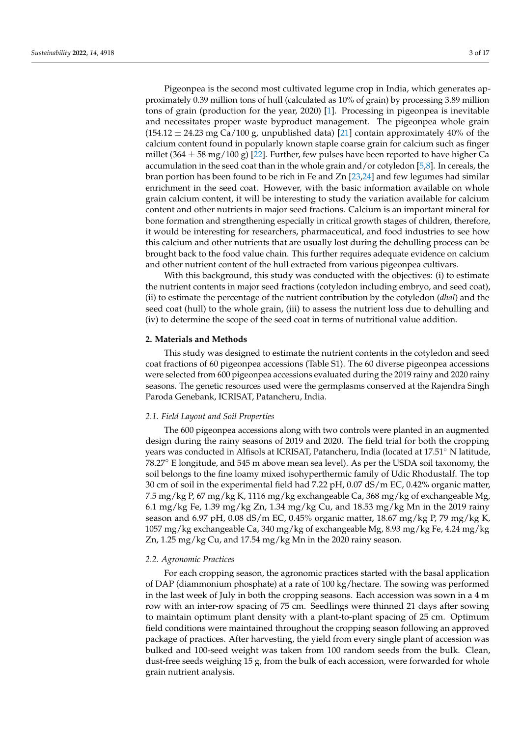Pigeonpea is the second most cultivated legume crop in India, which generates approximately 0.39 million tons of hull (calculated as 10% of grain) by processing 3.89 million tons of grain (production for the year, 2020) [1]. Processing in pigeonpea is inevitable and necessitates proper waste byproduct management. The pigeonpea whole grain ($154.12 \pm 24.23$ mg Ca/100 g, unpublished data) [21] contain approximately 40% of the calcium content found in popularly known staple coarse grain for calcium such as finger millet ($364 \pm 58$ mg/100 g) [22]. Further, few pulses have been reported to have higher Ca accumulation in the seed coat than in the whole grain and/or cotyledon [5,8]. In cereals, the bran portion has been found to be rich in Fe and Zn [23,24] and few legumes had similar enrichment in the seed coat. However, with the basic information available on whole grain calcium content, it will be interesting to study the variation available for calcium content and other nutrients in major seed fractions. Calcium is an important mineral for bone formation and strengthening especially in critical growth stages of children, therefore, it would be interesting for researchers, pharmaceutical, and food industries to see how this calcium and other nutrients that are usually lost during the dehulling process can be brought back to the food value chain. This further requires adequate evidence on calcium and other nutrient content of the hull extracted from various pigeonpea cultivars.

With this background, this study was conducted with the objectives: (i) to estimate the nutrient contents in major seed fractions (cotyledon including embryo, and seed coat), (ii) to estimate the percentage of the nutrient contribution by the cotyledon (*dhal*) and the seed coat (hull) to the whole grain, (iii) to assess the nutrient loss due to dehulling and (iv) to determine the scope of the seed coat in terms of nutritional value addition.

## 2. Materials and Methods

This study was designed to estimate the nutrient contents in the cotyledon and seed coat fractions of 60 pigeonpea accessions (Table S1). The 60 diverse pigeonpea accessions were selected from 600 pigeonpea accessions evaluated during the 2019 rainy and 2020 rainy seasons. The genetic resources used were the germplasms conserved at the Rajendra Singh Paroda Genebank, ICRISAT, Patancheru, India.

### *2.1. Field Layout and Soil Properties*

The 600 pigeonpea accessions along with two controls were planted in an augmented design during the rainy seasons of 2019 and 2020. The field trial for both the cropping years was conducted in Alfisols at ICRISAT, Patancheru, India (located at 17.51° N latitude, 78.27° E longitude, and 545 m above mean sea level). As per the USDA soil taxonomy, the soil belongs to the fine loamy mixed isohyperthermic family of Udic Rhodustalf. The top 30 cm of soil in the experimental field had 7.22 pH, 0.07 dS/m EC, 0.42% organic matter, 7.5 mg/kg P, 67 mg/kg K, 1116 mg/kg exchangeable Ca, 368 mg/kg of exchangeable Mg, 6.1 mg/kg Fe, 1.39 mg/kg Zn, 1.34 mg/kg Cu, and 18.53 mg/kg Mn in the 2019 rainy season and 6.97 pH, 0.08 dS/m EC, 0.45% organic matter, 18.67 mg/kg P, 79 mg/kg K, 1057 mg/kg exchangeable Ca, 340 mg/kg of exchangeable Mg, 8.93 mg/kg Fe, 4.24 mg/kg Zn, 1.25 mg/kg Cu, and 17.54 mg/kg Mn in the 2020 rainy season.

### *2.2. Agronomic Practices*

For each cropping season, the agronomic practices started with the basal application of DAP (diammonium phosphate) at a rate of 100 kg/hectare. The sowing was performed in the last week of July in both the cropping seasons. Each accession was sown in a 4 m row with an inter-row spacing of 75 cm. Seedlings were thinned 21 days after sowing to maintain optimum plant density with a plant-to-plant spacing of 25 cm. Optimum field conditions were maintained throughout the cropping season following an approved package of practices. After harvesting, the yield from every single plant of accession was bulked and 100-seed weight was taken from 100 random seeds from the bulk. Clean, dust-free seeds weighing 15 g, from the bulk of each accession, were forwarded for whole grain nutrient analysis.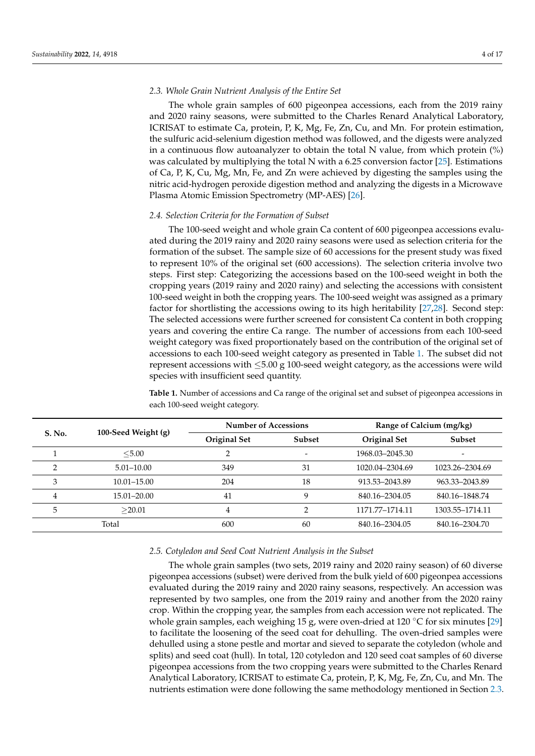### 2.3. Whole Grain Nutrient Analysis of the Entire Set

The whole grain samples of 600 pigeonpea accessions, each from the 2019 rainy and 2020 rainy seasons, were submitted to the Charles Renard Analytical Laboratory, ICRISAT to estimate Ca, protein, P, K, Mg, Fe, Zn, Cu, and Mn. For protein estimation, the sulfuric acid-selenium digestion method was followed, and the digests were analyzed in a continuous flow autoanalyzer to obtain the total N value, from which protein (%) was calculated by multiplying the total N with a 6.25 conversion factor [25]. Estimations of Ca, P, K, Cu, Mg, Mn, Fe, and Zn were achieved by digesting the samples using the nitric acid-hydrogen peroxide digestion method and analyzing the digests in a Microwave Plasma Atomic Emission Spectrometry (MP-AES) [26].

### 2.4. Selection Criteria for the Formation of Subset

The 100-seed weight and whole grain Ca content of 600 pigeonpea accessions evaluated during the 2019 rainy and 2020 rainy seasons were used as selection criteria for the formation of the subset. The sample size of 60 accessions for the present study was fixed to represent 10% of the original set (600 accessions). The selection criteria involve two steps. First step: Categorizing the accessions based on the 100-seed weight in both the cropping years (2019 rainy and 2020 rainy) and selecting the accessions with consistent 100-seed weight in both the cropping years. The 100-seed weight was assigned as a primary factor for shortlisting the accessions owing to its high heritability [27,28]. Second step: The selected accessions were further screened for consistent Ca content in both cropping years and covering the entire Ca range. The number of accessions from each 100-seed weight category was fixed proportionately based on the contribution of the original set of accessions to each 100-seed weight category as presented in Table 1. The subset did not represent accessions with ≤5.00 g 100-seed weight category, as the accessions were wild species with insufficient seed quantity.

**Table 1.** Number of accessions and Ca range of the original set and subset of pigeonpea accessions in each 100-seed weight category.

| S. No. | 100-Seed Weight (g) | Number of Accessions | | Range of Calcium (mg/kg) | |
|---|---|---|---|---|---|
| | | Original Set | Subset | Original Set | Subset |
| 1 | ≤5.00 | 2 | - | 1968.03–2045.30 | - |
| 2 | 5.01–10.00 | 349 | 31 | 1020.04–2304.69 | 1023.26–2304.69 |
| 3 | 10.01–15.00 | 204 | 18 | 913.53–2043.89 | 963.33–2043.89 |
| 4 | 15.01–20.00 | 41 | 9 | 840.16–2304.05 | 840.16–1848.74 |
| 5 | ≥20.01 | 4 | 2 | 1171.77–1714.11 | 1303.55–1714.11 |
| Total | | 600 | 60 | 840.16–2304.05 | 840.16–2304.70 |

### 2.5. Cotyledon and Seed Coat Nutrient Analysis in the Subset

The whole grain samples (two sets, 2019 rainy and 2020 rainy season) of 60 diverse pigeonpea accessions (subset) were derived from the bulk yield of 600 pigeonpea accessions evaluated during the 2019 rainy and 2020 rainy seasons, respectively. An accession was represented by two samples, one from the 2019 rainy and another from the 2020 rainy crop. Within the cropping year, the samples from each accession were not replicated. The whole grain samples, each weighing 15 g, were oven-dried at 120 °C for six minutes [29] to facilitate the loosening of the seed coat for dehulling. The oven-dried samples were dehulled using a stone pestle and mortar and sieved to separate the cotyledon (whole and splits) and seed coat (hull). In total, 120 cotyledon and 120 seed coat samples of 60 diverse pigeonpea accessions from the two cropping years were submitted to the Charles Renard Analytical Laboratory, ICRISAT to estimate Ca, protein, P, K, Mg, Fe, Zn, Cu, and Mn. The nutrients estimation were done following the same methodology mentioned in Section 2.3.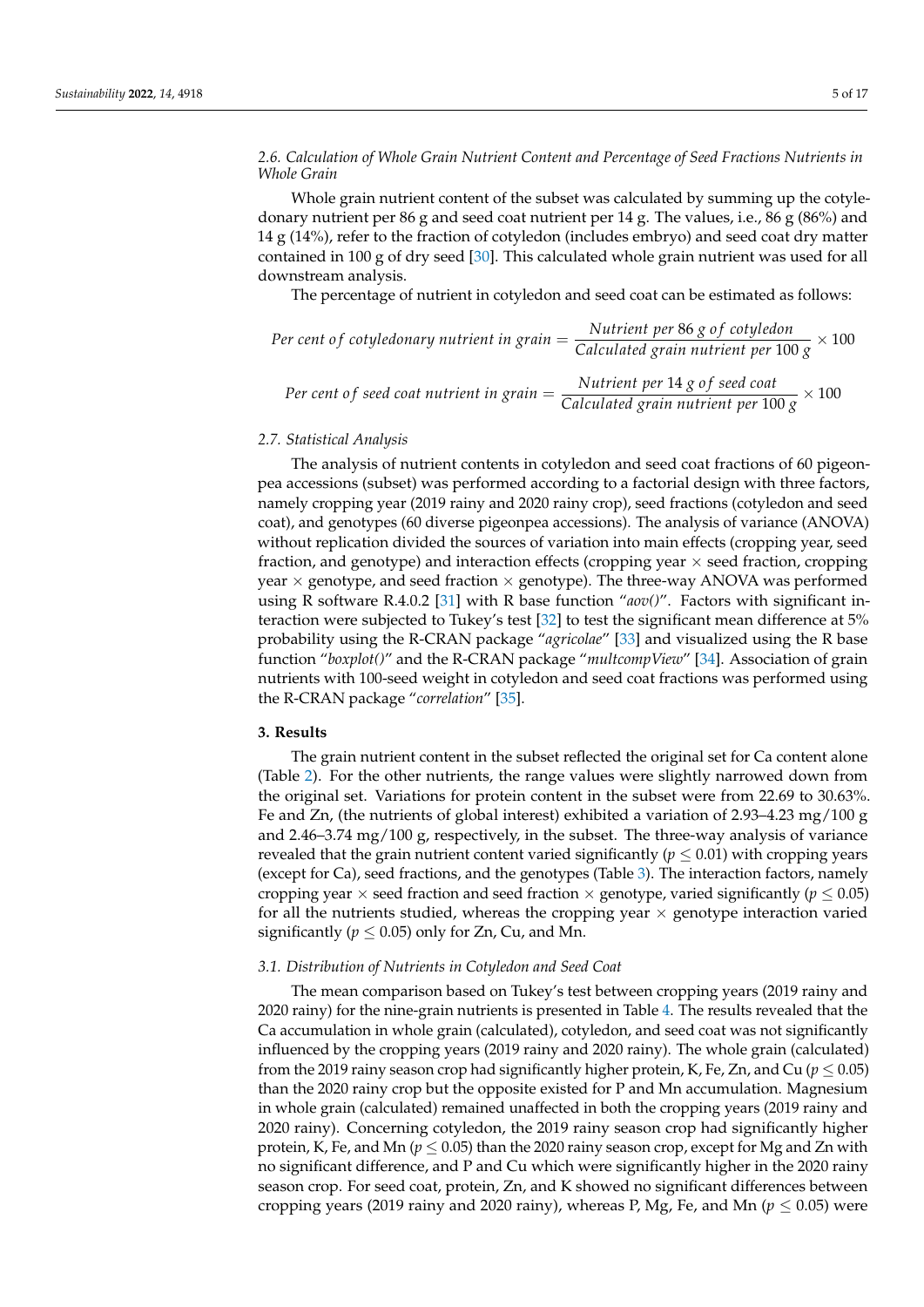### 2.6. Calculation of Whole Grain Nutrient Content and Percentage of Seed Fractions Nutrients in Whole Grain

Whole grain nutrient content of the subset was calculated by summing up the cotyledonary nutrient per 86 g and seed coat nutrient per 14 g. The values, i.e., 86 g (86%) and 14 g (14%), refer to the fraction of cotyledon (includes embryo) and seed coat dry matter contained in 100 g of dry seed [30]. This calculated whole grain nutrient was used for all downstream analysis.

The percentage of nutrient in cotyledon and seed coat can be estimated as follows:

$$Per\ cent\ of\ cotyledonary\ nutrient\ in\ grain = \frac{Nutrient\ per\ 86\ g\ of\ cotyledon}{Calculated\ grain\ nutrient\ per\ 100\ g} \times 100$$

$$Per\ cent\ of\ seed\ coat\ nutrient\ in\ grain = \frac{Nutrient\ per\ 14\ g\ of\ seed\ coat}{Calculated\ grain\ nutrient\ per\ 100\ g} \times 100$$

### 2.7. Statistical Analysis

The analysis of nutrient contents in cotyledon and seed coat fractions of 60 pigeonpea accessions (subset) was performed according to a factorial design with three factors, namely cropping year (2019 rainy and 2020 rainy crop), seed fractions (cotyledon and seed coat), and genotypes (60 diverse pigeonpea accessions). The analysis of variance (ANOVA) without replication divided the sources of variation into main effects (cropping year, seed fraction, and genotype) and interaction effects (cropping year × seed fraction, cropping year × genotype, and seed fraction × genotype). The three-way ANOVA was performed using R software R.4.0.2 [31] with R base function "*aov()*". Factors with significant interaction were subjected to Tukey's test [32] to test the significant mean difference at 5% probability using the R-CRAN package "*agricolae*" [33] and visualized using the R base function "*boxplot()*" and the R-CRAN package "*multcompView*" [34]. Association of grain nutrients with 100-seed weight in cotyledon and seed coat fractions was performed using the R-CRAN package "*correlation*" [35].

## 3. Results

The grain nutrient content in the subset reflected the original set for Ca content alone (Table 2). For the other nutrients, the range values were slightly narrowed down from the original set. Variations for protein content in the subset were from 22.69 to 30.63%. Fe and Zn, (the nutrients of global interest) exhibited a variation of 2.93–4.23 mg/100 g and 2.46–3.74 mg/100 g, respectively, in the subset. The three-way analysis of variance revealed that the grain nutrient content varied significantly ($p \leq 0.01$) with cropping years (except for Ca), seed fractions, and the genotypes (Table 3). The interaction factors, namely cropping year × seed fraction and seed fraction × genotype, varied significantly ($p \leq 0.05$) for all the nutrients studied, whereas the cropping year × genotype interaction varied significantly ($p \leq 0.05$) only for Zn, Cu, and Mn.

### 3.1. Distribution of Nutrients in Cotyledon and Seed Coat

The mean comparison based on Tukey's test between cropping years (2019 rainy and 2020 rainy) for the nine-grain nutrients is presented in Table 4. The results revealed that the Ca accumulation in whole grain (calculated), cotyledon, and seed coat was not significantly influenced by the cropping years (2019 rainy and 2020 rainy). The whole grain (calculated) from the 2019 rainy season crop had significantly higher protein, K, Fe, Zn, and Cu ($p \leq 0.05$) than the 2020 rainy crop but the opposite existed for P and Mn accumulation. Magnesium in whole grain (calculated) remained unaffected in both the cropping years (2019 rainy and 2020 rainy). Concerning cotyledon, the 2019 rainy season crop had significantly higher protein, K, Fe, and Mn ($p \leq 0.05$) than the 2020 rainy season crop, except for Mg and Zn with no significant difference, and P and Cu which were significantly higher in the 2020 rainy season crop. For seed coat, protein, Zn, and K showed no significant differences between cropping years (2019 rainy and 2020 rainy), whereas P, Mg, Fe, and Mn ($p \leq 0.05$) were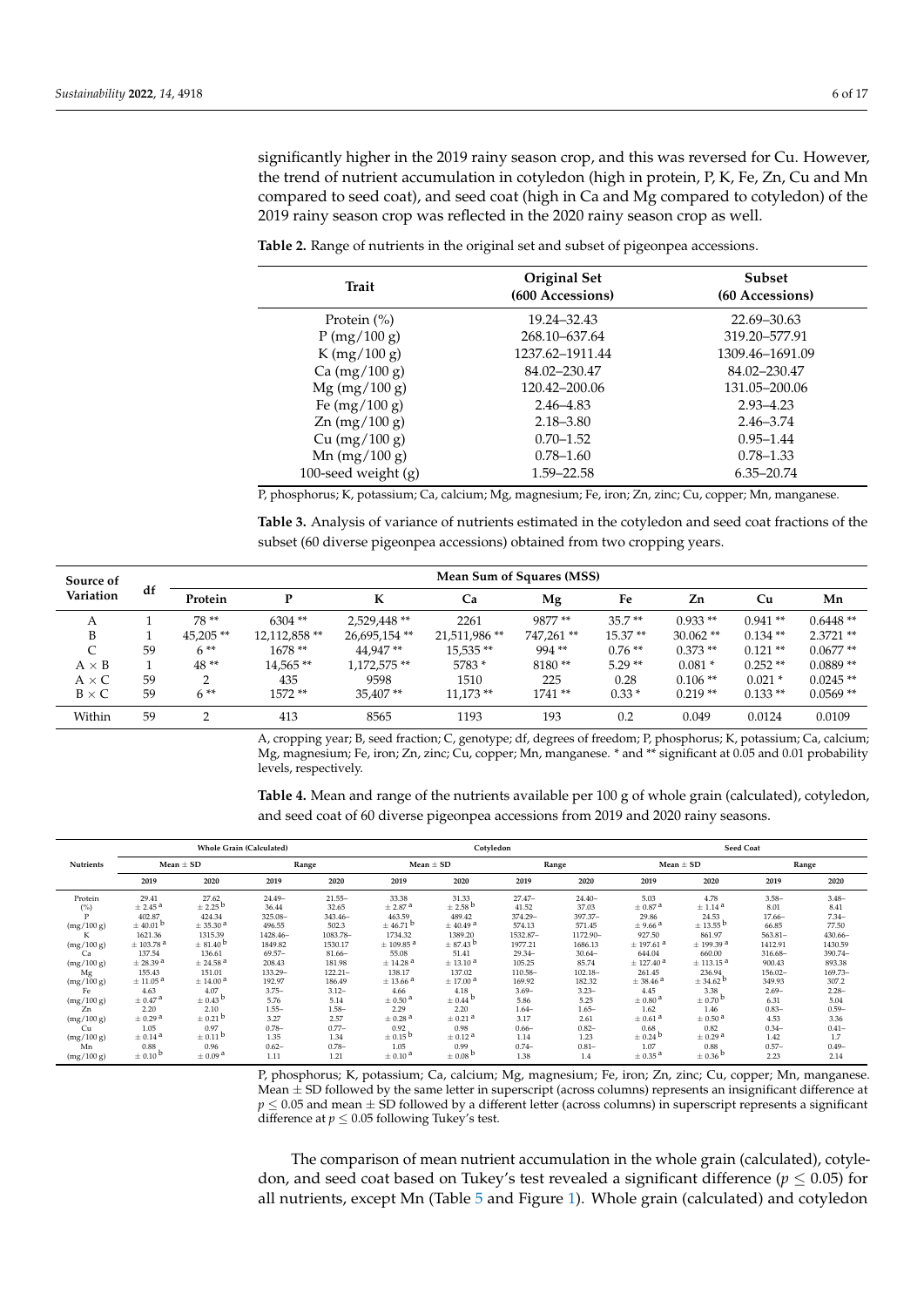significantly higher in the 2019 rainy season crop, and this was reversed for Cu. However, the trend of nutrient accumulation in cotyledon (high in protein, P, K, Fe, Zn, Cu and Mn compared to seed coat), and seed coat (high in Ca and Mg compared to cotyledon) of the 2019 rainy season crop was reflected in the 2020 rainy season crop as well.

**Table 2.** Range of nutrients in the original set and subset of pigeonpea accessions.

| Trait | Original Set (600 Accessions) | Subset (60 Accessions) |
|---|---|---|
| Protein (%) | 19.24–32.43 | 22.69–30.63 |
| P (mg/100 g) | 268.10–637.64 | 319.20–577.91 |
| K (mg/100 g) | 1237.62–1911.44 | 1309.46–1691.09 |
| Ca (mg/100 g) | 84.02–230.47 | 84.02–230.47 |
| Mg (mg/100 g) | 120.42–200.06 | 131.05–200.06 |
| Fe (mg/100 g) | 2.46–4.83 | 2.93–4.23 |
| Zn (mg/100 g) | 2.18–3.80 | 2.46–3.74 |
| Cu (mg/100 g) | 0.70–1.52 | 0.95–1.44 |
| Mn (mg/100 g) | 0.78–1.60 | 0.78–1.33 |
| 100-seed weight (g) | 1.59–22.58 | 6.35–20.74 |

P, phosphorus; K, potassium; Ca, calcium; Mg, magnesium; Fe, iron; Zn, zinc; Cu, copper; Mn, manganese.

**Table 3.** Analysis of variance of nutrients estimated in the cotyledon and seed coat fractions of the subset (60 diverse pigeonpea accessions) obtained from two cropping years.

| Source of Variation | df | Mean Sum of Squares (MSS) | | | | | | | | |
|---|---|---|---|---|---|---|---|---|---|---|
| | | Protein | P | K | Ca | Mg | Fe | Zn | Cu | Mn |
| A | 1 | 78 ** | 6304 ** | 2,529,448 ** | 2261 | 9877 ** | 35.7 ** | 0.933 ** | 0.941 ** | 0.6448 ** |
| B | 1 | 45,205 ** | 12,112,858 ** | 26,695,154 ** | 21,511,986 ** | 747,261 ** | 15.37 ** | 30.062 ** | 0.134 ** | 2.3721 ** |
| C | 59 | 6 ** | 1678 ** | 44,947 ** | 15,535 ** | 994 ** | 0.76 ** | 0.373 ** | 0.121 ** | 0.0677 ** |
| A × B | 1 | 48 ** | 14,565 ** | 1,172,575 ** | 5783 * | 8180 ** | 5.29 ** | 0.081 * | 0.252 ** | 0.0889 ** |
| A × C | 59 | 2 | 435 | 9598 | 1510 | 225 | 0.28 | 0.106 ** | 0.021 * | 0.0245 ** |
| B × C | 59 | 6 ** | 1572 ** | 35,407 ** | 11,173 ** | 1741 ** | 0.33 * | 0.219 ** | 0.133 ** | 0.0569 ** |
| Within | 59 | 2 | 413 | 8565 | 1193 | 193 | 0.2 | 0.049 | 0.0124 | 0.0109 |

A, cropping year; B, seed fraction; C, genotype; df, degrees of freedom; P, phosphorus; K, potassium; Ca, calcium; Mg, magnesium; Fe, iron; Zn, zinc; Cu, copper; Mn, manganese. * and ** significant at 0.05 and 0.01 probability levels, respectively.

**Table 4.** Mean and range of the nutrients available per 100 g of whole grain (calculated), cotyledon, and seed coat of 60 diverse pigeonpea accessions from 2019 and 2020 rainy seasons.

| Nutrients | Whole Grain (Calculated) | | | | Cotyledon | | | | Seed Coat | | | |
|---|---|---|---|---|---|---|---|---|---|---|---|---|
| | Mean ± SD | | Range | | Mean ± SD | | Range | | Mean ± SD | | Range | |
| | 2019 | 2020 | 2019 | 2020 | 2019 | 2020 | 2019 | 2020 | 2019 | 2020 | 2019 | 2020 |
| Protein (%) | 29.41 ± 2.45 [a] | 27.62 ± 2.25 [b] | 24.49–36.44 | 21.55–32.65 | 33.38 ± 2.87 [a] | 31.33 ± 2.58 [b] | 27.47–41.52 | 24.40–37.03 | 5.03 ± 0.87 [a] | 4.78 ± 1.14 [a] | 3.58–8.01 | 3.48–8.41 |
| P (mg/100 g) | 402.87 ± 40.01 [b] | 424.34 ± 35.30 [a] | 325.08–496.55 | 343.46–502.3 | 463.59 ± 46.71 [b] | 489.42 ± 40.49 [a] | 374.29–574.13 | 397.37–571.45 | 29.86 ± 9.66 [a] | 24.53 ± 13.55 [b] | 17.66–66.85 | 7.34–77.50 |
| K (mg/100 g) | 1621.36 ± 103.78 [a] | 1315.39 ± 81.40 [b] | 1428.46–1849.82 | 1083.78–1530.17 | 1734.32 ± 109.85 [a] | 1389.20 ± 87.43 [b] | 1532.87–1977.21 | 1172.90–1686.13 | 927.50 ± 197.61 [a] | 861.97 ± 199.39 [a] | 563.81–1412.91 | 430.66–1430.59 |
| Ca (mg/100 g) | 137.54 ± 28.39 [a] | 136.61 ± 24.58 [a] | 69.57–208.43 | 81.66–181.98 | 55.08 ± 14.28 [a] | 51.41 ± 13.10 [a] | 29.34–105.25 | 30.64–85.74 | 644.04 ± 127.40 [a] | 660.00 ± 113.15 [a] | 316.68–900.43 | 390.74–893.38 |
| Mg (mg/100 g) | 155.43 ± 11.05 [a] | 151.01 ± 14.00 [a] | 133.29–192.97 | 122.21–186.49 | 138.17 ± 13.66 [a] | 137.02 ± 17.00 [a] | 110.58–169.92 | 102.18–182.32 | 261.45 ± 38.46 [a] | 236.94 ± 34.62 [b] | 156.02–349.93 | 169.73–307.2 |
| Fe (mg/100 g) | 4.63 ± 0.47 [a] | 4.07 ± 0.43 [b] | 3.75–5.76 | 3.12–5.14 | 4.66 ± 0.50 [a] | 4.18 ± 0.44 [b] | 3.69–5.86 | 3.23–5.25 | 4.45 ± 0.80 [a] | 3.38 ± 0.70 [b] | 2.69–6.31 | 2.28–5.04 |
| Zn (mg/100 g) | 2.20 ± 0.29 [a] | 2.10 ± 0.21 [b] | 1.55–3.27 | 1.58–2.57 | 2.29 ± 0.28 [a] | 2.20 ± 0.21 [a] | 1.64–3.17 | 1.65–2.61 | 1.62 ± 0.61 [a] | 1.46 ± 0.50 [a] | 0.83–4.53 | 0.59–3.36 |
| Cu (mg/100 g) | 1.05 ± 0.14 [a] | 0.97 ± 0.11 [b] | 0.78–1.35 | 0.77–1.34 | 0.92 ± 0.15 [b] | 0.98 ± 0.12 [a] | 0.66–1.14 | 0.82–1.23 | 0.68 ± 0.24 [b] | 0.82 ± 0.29 [a] | 0.34–1.42 | 0.41–1.7 |
| Mn (mg/100 g) | 0.88 ± 0.10 [b] | 0.96 ± 0.09 [a] | 0.62–1.11 | 0.78–1.21 | 1.05 ± 0.10 [a] | 0.99 ± 0.08 [b] | 0.74–1.38 | 0.81–1.4 | 1.07 ± 0.35 [a] | 0.88 ± 0.36 [b] | 0.57–2.23 | 0.49–2.14 |

P, phosphorus; K, potassium; Ca, calcium; Mg, magnesium; Fe, iron; Zn, zinc; Cu, copper; Mn, manganese. Mean ± SD followed by the same letter in superscript (across columns) represents an insignificant difference at $p \leq 0.05$ and mean ± SD followed by a different letter (across columns) in superscript represents a significant difference at $p \leq 0.05$ following Tukey's test.

The comparison of mean nutrient accumulation in the whole grain (calculated), cotyledon, and seed coat based on Tukey's test revealed a significant difference ($p \leq 0.05$) for all nutrients, except Mn (Table 5 and Figure 1). Whole grain (calculated) and cotyledon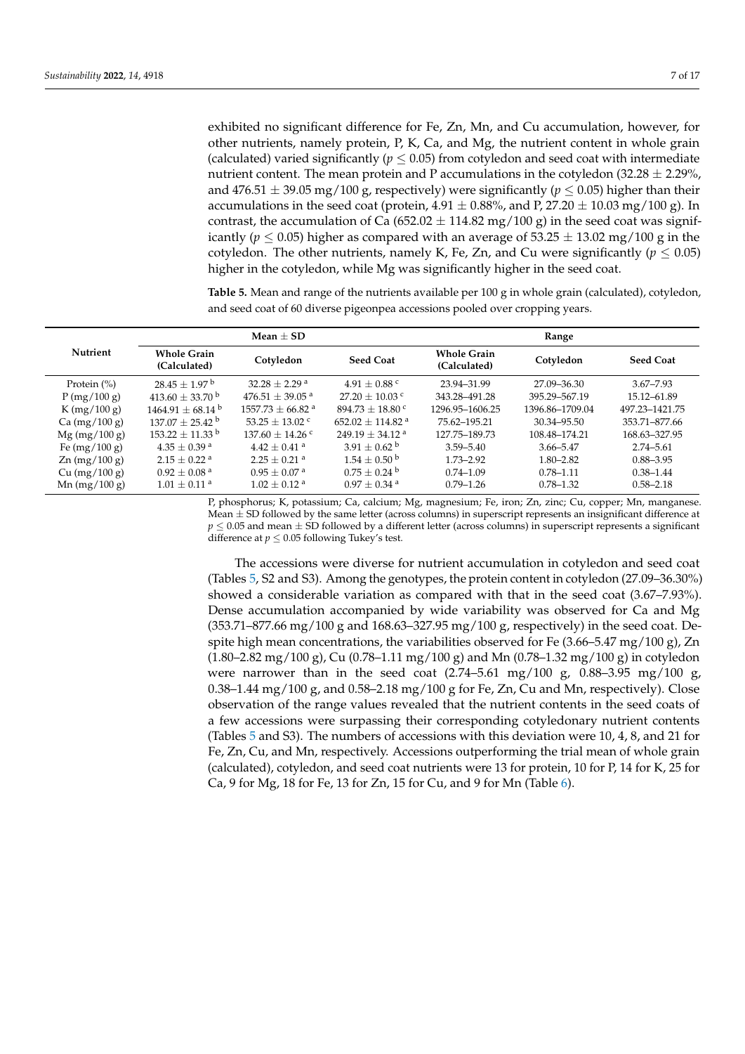exhibited no significant difference for Fe, Zn, Mn, and Cu accumulation, however, for other nutrients, namely protein, P, K, Ca, and Mg, the nutrient content in whole grain (calculated) varied significantly ($p \leq 0.05$) from cotyledon and seed coat with intermediate nutrient content. The mean protein and P accumulations in the cotyledon (32.28 ± 2.29%, and 476.51 ± 39.05 mg/100 g, respectively) were significantly ($p \leq 0.05$) higher than their accumulations in the seed coat (protein, 4.91 ± 0.88%, and P, 27.20 ± 10.03 mg/100 g). In contrast, the accumulation of Ca (652.02 ± 114.82 mg/100 g) in the seed coat was significantly ($p \leq 0.05$) higher as compared with an average of 53.25 ± 13.02 mg/100 g in the cotyledon. The other nutrients, namely K, Fe, Zn, and Cu were significantly ($p \leq 0.05$) higher in the cotyledon, while Mg was significantly higher in the seed coat.

**Table 5.** Mean and range of the nutrients available per 100 g in whole grain (calculated), cotyledon, and seed coat of 60 diverse pigeonpea accessions pooled over cropping years.

| Nutrient | Mean ± SD | | | Range | | |
|---|---|---|---|---|---|---|
| | Whole Grain (Calculated) | Cotyledon | Seed Coat | Whole Grain (Calculated) | Cotyledon | Seed Coat |
| Protein (%) | 28.45 ± 1.97 $^{b}$ | 32.28 ± 2.29 $^{a}$ | 4.91 ± 0.88 $^{c}$ | 23.94–31.99 | 27.09–36.30 | 3.67–7.93 |
| P (mg/100 g) | 413.60 ± 33.70 $^{b}$ | 476.51 ± 39.05 $^{a}$ | 27.20 ± 10.03 $^{c}$ | 343.28–491.28 | 395.29–567.19 | 15.12–61.89 |
| K (mg/100 g) | 1464.91 ± 68.14 $^{b}$ | 1557.73 ± 66.82 $^{a}$ | 894.73 ± 18.80 $^{c}$ | 1296.95–1606.25 | 1396.86–1709.04 | 497.23–1421.75 |
| Ca (mg/100 g) | 137.07 ± 25.42 $^{b}$ | 53.25 ± 13.02 $^{c}$ | 652.02 ± 114.82 $^{a}$ | 75.62–195.21 | 30.34–95.50 | 353.71–877.66 |
| Mg (mg/100 g) | 153.22 ± 11.33 $^{b}$ | 137.60 ± 14.26 $^{c}$ | 249.19 ± 34.12 $^{a}$ | 127.75–189.73 | 108.48–174.21 | 168.63–327.95 |
| Fe (mg/100 g) | 4.35 ± 0.39 $^{a}$ | 4.42 ± 0.41 $^{a}$ | 3.91 ± 0.62 $^{b}$ | 3.59–5.40 | 3.66–5.47 | 2.74–5.61 |
| Zn (mg/100 g) | 2.15 ± 0.22 $^{a}$ | 2.25 ± 0.21 $^{a}$ | 1.54 ± 0.50 $^{b}$ | 1.73–2.92 | 1.80–2.82 | 0.88–3.95 |
| Cu (mg/100 g) | 0.92 ± 0.08 $^{a}$ | 0.95 ± 0.07 $^{a}$ | 0.75 ± 0.24 $^{b}$ | 0.74–1.09 | 0.78–1.11 | 0.38–1.44 |
| Mn (mg/100 g) | 1.01 ± 0.11 $^{a}$ | 1.02 ± 0.12 $^{a}$ | 0.97 ± 0.34 $^{a}$ | 0.79–1.26 | 0.78–1.32 | 0.58–2.18 |

P, phosphorus; K, potassium; Ca, calcium; Mg, magnesium; Fe, iron; Zn, zinc; Cu, copper; Mn, manganese. Mean ± SD followed by the same letter (across columns) in superscript represents an insignificant difference at $p \leq 0.05$ and mean ± SD followed by a different letter (across columns) in superscript represents a significant difference at $p \leq 0.05$ following Tukey's test.

The accessions were diverse for nutrient accumulation in cotyledon and seed coat (Tables 5, S2 and S3). Among the genotypes, the protein content in cotyledon (27.09–36.30%) showed a considerable variation as compared with that in the seed coat (3.67–7.93%). Dense accumulation accompanied by wide variability was observed for Ca and Mg (353.71–877.66 mg/100 g and 168.63–327.95 mg/100 g, respectively) in the seed coat. Despite high mean concentrations, the variabilities observed for Fe (3.66–5.47 mg/100 g), Zn (1.80–2.82 mg/100 g), Cu (0.78–1.11 mg/100 g) and Mn (0.78–1.32 mg/100 g) in cotyledon were narrower than in the seed coat (2.74–5.61 mg/100 g, 0.88–3.95 mg/100 g, 0.38–1.44 mg/100 g, and 0.58–2.18 mg/100 g for Fe, Zn, Cu and Mn, respectively). Close observation of the range values revealed that the nutrient contents in the seed coats of a few accessions were surpassing their corresponding cotyledonary nutrient contents (Tables 5 and S3). The numbers of accessions with this deviation were 10, 4, 8, and 21 for Fe, Zn, Cu, and Mn, respectively. Accessions outperforming the trial mean of whole grain (calculated), cotyledon, and seed coat nutrients were 13 for protein, 10 for P, 14 for K, 25 for Ca, 9 for Mg, 18 for Fe, 13 for Zn, 15 for Cu, and 9 for Mn (Table 6).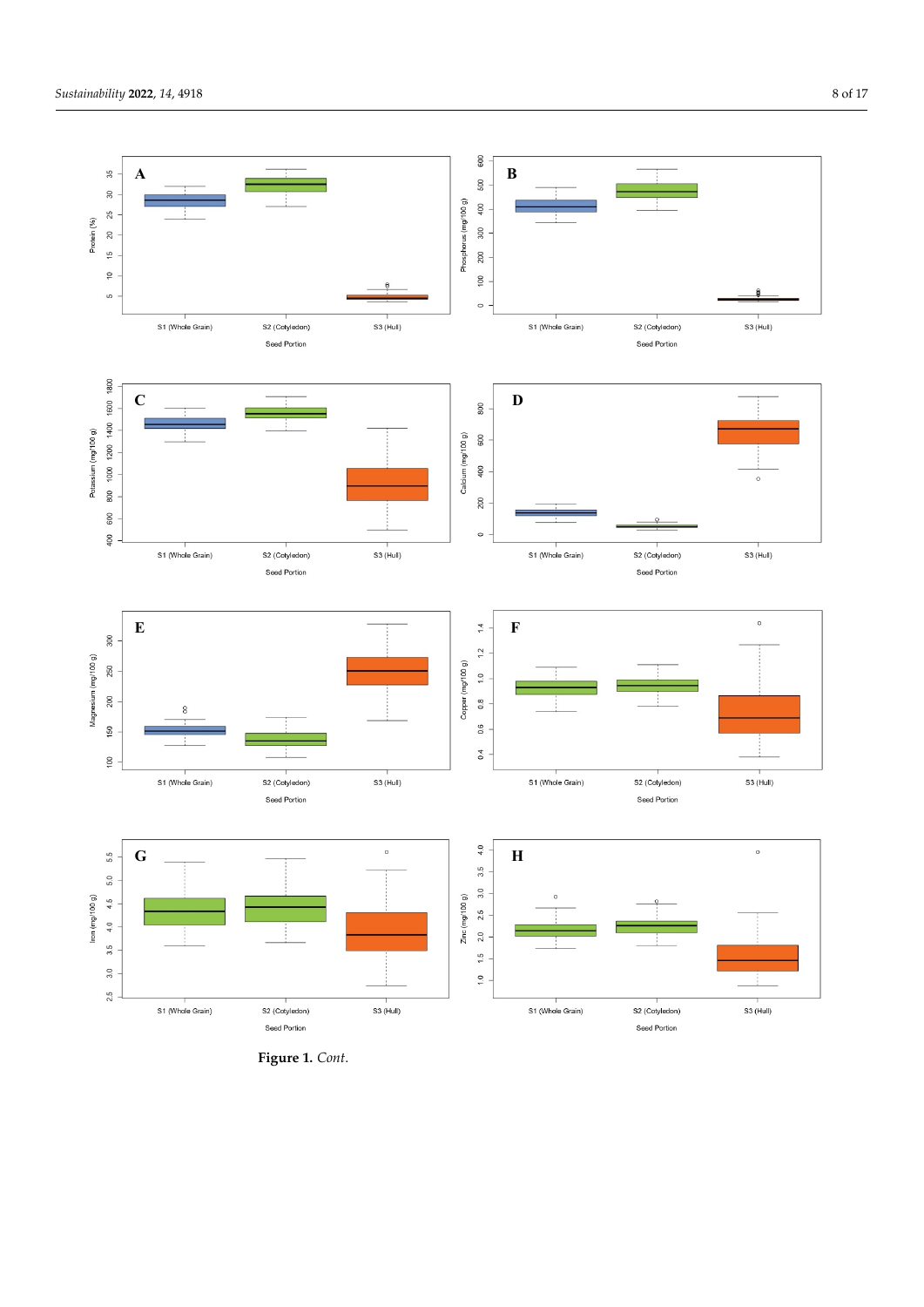**Figure 1.** *Cont.*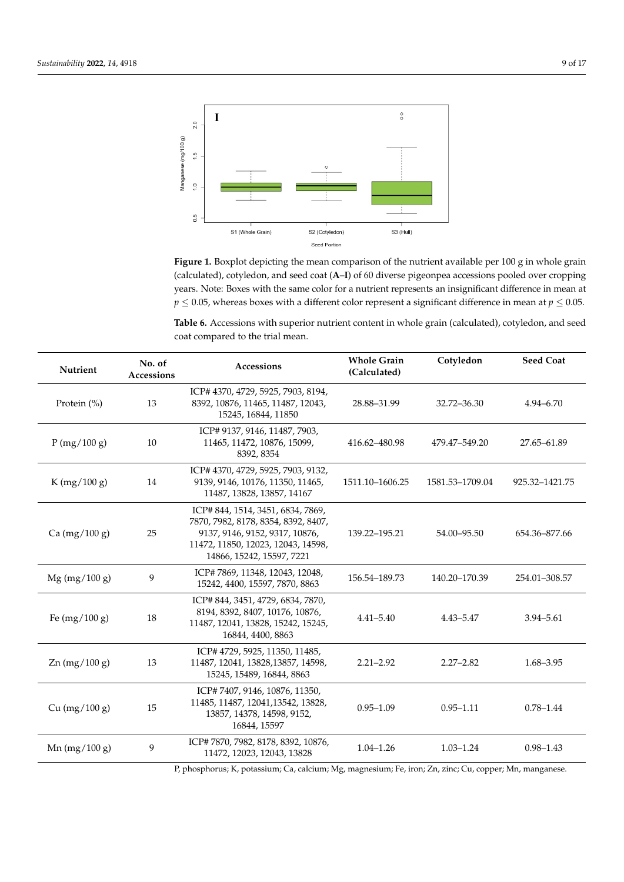**Figure 1.** Boxplot depicting the mean comparison of the nutrient available per 100 g in whole grain (calculated), cotyledon, and seed coat (**A**–**I**) of 60 diverse pigeonpea accessions pooled over cropping years. Note: Boxes with the same color for a nutrient represents an insignificant difference in mean at $p \leq 0.05$, whereas boxes with a different color represent a significant difference in mean at $p \leq 0.05$.

**Table 6.** Accessions with superior nutrient content in whole grain (calculated), cotyledon, and seed coat compared to the trial mean.

| Nutrient | No. of Accessions | Accessions | Whole Grain (Calculated) | Cotyledon | Seed Coat |
|---|---|---|---|---|---|
| Protein (%) | 13 | ICP# 4370, 4729, 5925, 7903, 8194, 8392, 10876, 11465, 11487, 12043, 15245, 16844, 11850 | 28.88–31.99 | 32.72–36.30 | 4.94–6.70 |
| P (mg/100 g) | 10 | ICP# 9137, 9146, 11487, 7903, 11465, 11472, 10876, 15099, 8392, 8354 | 416.62–480.98 | 479.47–549.20 | 27.65–61.89 |
| K (mg/100 g) | 14 | ICP# 4370, 4729, 5925, 7903, 9132, 9139, 9146, 10176, 11350, 11465, 11487, 13828, 13857, 14167 | 1511.10–1606.25 | 1581.53–1709.04 | 925.32–1421.75 |
| Ca (mg/100 g) | 25 | ICP# 844, 1514, 3451, 6834, 7869, 7870, 7982, 8178, 8354, 8392, 8407, 9137, 9146, 9152, 9317, 10876, 11472, 11850, 12023, 12043, 14598, 14866, 15242, 15597, 7221 | 139.22–195.21 | 54.00–95.50 | 654.36–877.66 |
| Mg (mg/100 g) | 9 | ICP# 7869, 11348, 12043, 12048, 15242, 4400, 15597, 7870, 8863 | 156.54–189.73 | 140.20–170.39 | 254.01–308.57 |
| Fe (mg/100 g) | 18 | ICP# 844, 3451, 4729, 6834, 7870, 8194, 8392, 8407, 10176, 10876, 11487, 12041, 13828, 15242, 15245, 16844, 4400, 8863 | 4.41–5.40 | 4.43–5.47 | 3.94–5.61 |
| Zn (mg/100 g) | 13 | ICP# 4729, 5925, 11350, 11485, 11487, 12041, 13828,13857, 14598, 15245, 15489, 16844, 8863 | 2.21–2.92 | 2.27–2.82 | 1.68–3.95 |
| Cu (mg/100 g) | 15 | ICP# 7407, 9146, 10876, 11350, 11485, 11487, 12041,13542, 13828, 13857, 14378, 14598, 9152, 16844, 15597 | 0.95–1.09 | 0.95–1.11 | 0.78–1.44 |
| Mn (mg/100 g) | 9 | ICP# 7870, 7982, 8178, 8392, 10876, 11472, 12023, 12043, 13828 | 1.04–1.26 | 1.03–1.24 | 0.98–1.43 |

P, phosphorus; K, potassium; Ca, calcium; Mg, magnesium; Fe, iron; Zn, zinc; Cu, copper; Mn, manganese.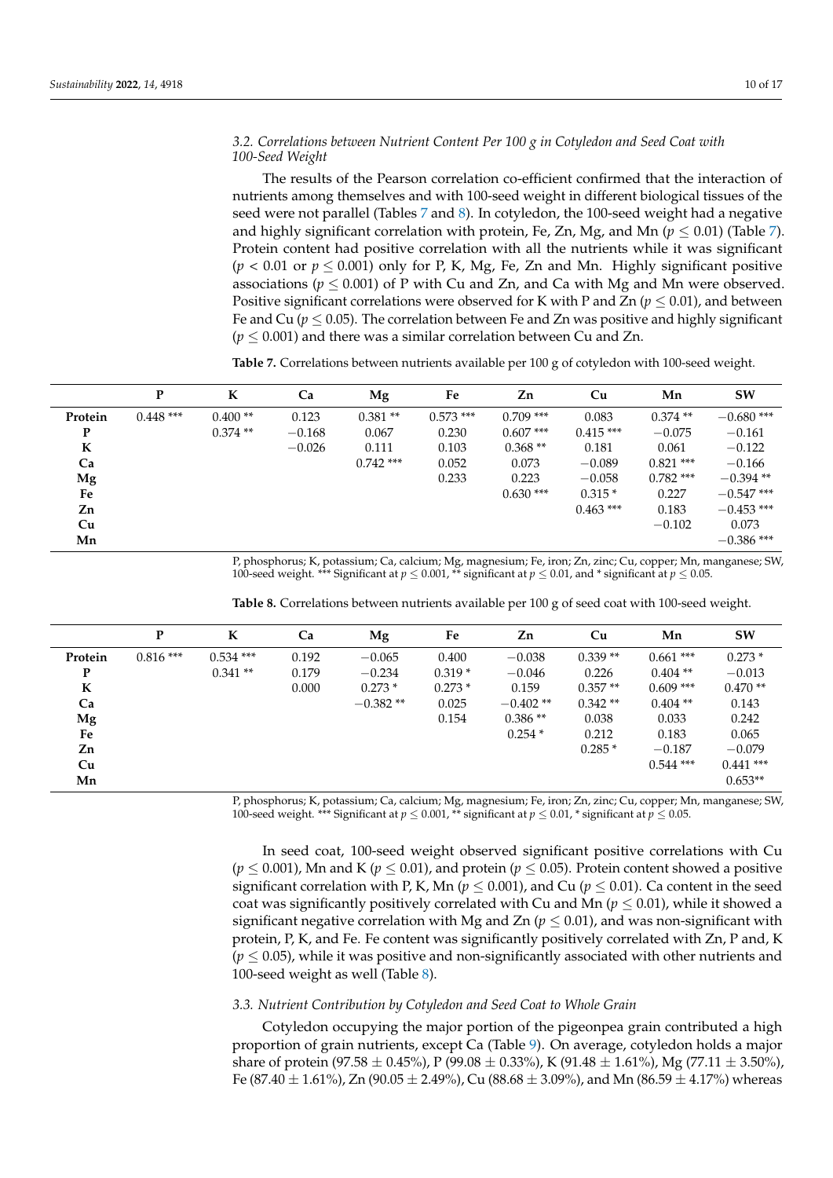### 3.2. Correlations between Nutrient Content Per 100 g in Cotyledon and Seed Coat with 100-Seed Weight

The results of the Pearson correlation co-efficient confirmed that the interaction of nutrients among themselves and with 100-seed weight in different biological tissues of the seed were not parallel (Tables 7 and 8). In cotyledon, the 100-seed weight had a negative and highly significant correlation with protein, Fe, Zn, Mg, and Mn ($p \leq 0.01$) (Table 7). Protein content had positive correlation with all the nutrients while it was significant ($p < 0.01$ or $p \leq 0.001$) only for P, K, Mg, Fe, Zn and Mn. Highly significant positive associations ($p \leq 0.001$) of P with Cu and Zn, and Ca with Mg and Mn were observed. Positive significant correlations were observed for K with P and Zn ($p \leq 0.01$), and between Fe and Cu ($p \leq 0.05$). The correlation between Fe and Zn was positive and highly significant ($p \leq 0.001$) and there was a similar correlation between Cu and Zn.

**Table 7.** Correlations between nutrients available per 100 g of cotyledon with 100-seed weight.

| | P | K | Ca | Mg | Fe | Zn | Cu | Mn | SW |
|---|---|---|---|---|---|---|---|---|---|
| **Protein** | 0.448 *** | 0.400 ** | 0.123 | 0.381 ** | 0.573 *** | 0.709 *** | 0.083 | 0.374 ** | −0.680 *** |
| **P** | | 0.374 ** | −0.168 | 0.067 | 0.230 | 0.607 *** | 0.415 *** | −0.075 | −0.161 |
| **K** | | | −0.026 | 0.111 | 0.103 | 0.368 ** | 0.181 | 0.061 | −0.122 |
| **Ca** | | | | 0.742 *** | 0.052 | 0.073 | −0.089 | 0.821 *** | −0.166 |
| **Mg** | | | | | 0.233 | 0.223 | −0.058 | 0.782 *** | −0.394 ** |
| **Fe** | | | | | | 0.630 *** | 0.315 * | 0.227 | −0.547 *** |
| **Zn** | | | | | | | 0.463 *** | 0.183 | −0.453 *** |
| **Cu** | | | | | | | | −0.102 | 0.073 |
| **Mn** | | | | | | | | | −0.386 *** |

P, phosphorus; K, potassium; Ca, calcium; Mg, magnesium; Fe, iron; Zn, zinc; Cu, copper; Mn, manganese; SW, 100-seed weight. *** Significant at $p \leq 0.001$, ** significant at $p \leq 0.01$, and * significant at $p \leq 0.05$.

**Table 8.** Correlations between nutrients available per 100 g of seed coat with 100-seed weight.

| | P | K | Ca | Mg | Fe | Zn | Cu | Mn | SW |
|---|---|---|---|---|---|---|---|---|---|
| **Protein** | 0.816 *** | 0.534 *** | 0.192 | −0.065 | 0.400 | −0.038 | 0.339 ** | 0.661 *** | 0.273 * |
| **P** | | 0.341 ** | 0.179 | −0.234 | 0.319 * | −0.046 | 0.226 | 0.404 ** | −0.013 |
| **K** | | | 0.000 | 0.273 * | 0.273 * | 0.159 | 0.357 ** | 0.609 *** | 0.470 ** |
| **Ca** | | | | −0.382 ** | 0.025 | −0.402 ** | 0.342 ** | 0.404 ** | 0.143 |
| **Mg** | | | | | 0.154 | 0.386 ** | 0.038 | 0.033 | 0.242 |
| **Fe** | | | | | | 0.254 * | 0.212 | 0.183 | 0.065 |
| **Zn** | | | | | | | 0.285 * | −0.187 | −0.079 |
| **Cu** | | | | | | | | 0.544 *** | 0.441 *** |
| **Mn** | | | | | | | | | 0.653** |

P, phosphorus; K, potassium; Ca, calcium; Mg, magnesium; Fe, iron; Zn, zinc; Cu, copper; Mn, manganese; SW, 100-seed weight. *** Significant at $p \leq 0.001$, ** significant at $p \leq 0.01$, * significant at $p \leq 0.05$.

In seed coat, 100-seed weight observed significant positive correlations with Cu ($p \leq 0.001$), Mn and K ($p \leq 0.01$), and protein ($p \leq 0.05$). Protein content showed a positive significant correlation with P, K, Mn ($p \leq 0.001$), and Cu ($p \leq 0.01$). Ca content in the seed coat was significantly positively correlated with Cu and Mn ($p \leq 0.01$), while it showed a significant negative correlation with Mg and Zn ($p \leq 0.01$), and was non-significant with protein, P, K, and Fe. Fe content was significantly positively correlated with Zn, P and, K ($p \leq 0.05$), while it was positive and non-significantly associated with other nutrients and 100-seed weight as well (Table 8).

### 3.3. Nutrient Contribution by Cotyledon and Seed Coat to Whole Grain

Cotyledon occupying the major portion of the pigeonpea grain contributed a high proportion of grain nutrients, except Ca (Table 9). On average, cotyledon holds a major share of protein (97.58 ± 0.45%), P (99.08 ± 0.33%), K (91.48 ± 1.61%), Mg (77.11 ± 3.50%), Fe (87.40 ± 1.61%), Zn (90.05 ± 2.49%), Cu (88.68 ± 3.09%), and Mn (86.59 ± 4.17%) whereas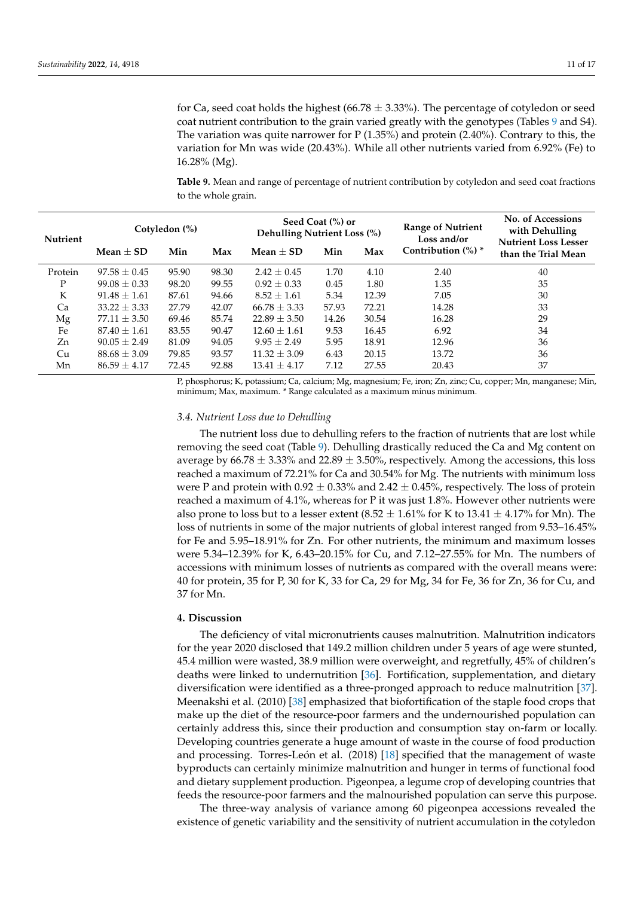for Ca, seed coat holds the highest (66.78 ± 3.33%). The percentage of cotyledon or seed coat nutrient contribution to the grain varied greatly with the genotypes (Tables 9 and S4). The variation was quite narrower for P (1.35%) and protein (2.40%). Contrary to this, the variation for Mn was wide (20.43%). While all other nutrients varied from 6.92% (Fe) to 16.28% (Mg).

**Table 9.** Mean and range of percentage of nutrient contribution by cotyledon and seed coat fractions to the whole grain.

| Nutrient | Cotyledon (%) | | | Seed Coat (%) or Dehulling Nutrient Loss (%) | | | Range of Nutrient Loss and/or Contribution (%) * | No. of Accessions with Dehulling Nutrient Loss Lesser than the Trial Mean |
|---|---|---|---|---|---|---|---|---|
| | Mean ± SD | Min | Max | Mean ± SD | Min | Max | | |
| Protein | 97.58 ± 0.45 | 95.90 | 98.30 | 2.42 ± 0.45 | 1.70 | 4.10 | 2.40 | 40 |
| P | 99.08 ± 0.33 | 98.20 | 99.55 | 0.92 ± 0.33 | 0.45 | 1.80 | 1.35 | 35 |
| K | 91.48 ± 1.61 | 87.61 | 94.66 | 8.52 ± 1.61 | 5.34 | 12.39 | 7.05 | 30 |
| Ca | 33.22 ± 3.33 | 27.79 | 42.07 | 66.78 ± 3.33 | 57.93 | 72.21 | 14.28 | 33 |
| Mg | 77.11 ± 3.50 | 69.46 | 85.74 | 22.89 ± 3.50 | 14.26 | 30.54 | 16.28 | 29 |
| Fe | 87.40 ± 1.61 | 83.55 | 90.47 | 12.60 ± 1.61 | 9.53 | 16.45 | 6.92 | 34 |
| Zn | 90.05 ± 2.49 | 81.09 | 94.05 | 9.95 ± 2.49 | 5.95 | 18.91 | 12.96 | 36 |
| Cu | 88.68 ± 3.09 | 79.85 | 93.57 | 11.32 ± 3.09 | 6.43 | 20.15 | 13.72 | 36 |
| Mn | 86.59 ± 4.17 | 72.45 | 92.88 | 13.41 ± 4.17 | 7.12 | 27.55 | 20.43 | 37 |

P, phosphorus; K, potassium; Ca, calcium; Mg, magnesium; Fe, iron; Zn, zinc; Cu, copper; Mn, manganese; Min, minimum; Max, maximum. * Range calculated as a maximum minus minimum.

### 3.4. Nutrient Loss due to Dehulling

The nutrient loss due to dehulling refers to the fraction of nutrients that are lost while removing the seed coat (Table 9). Dehulling drastically reduced the Ca and Mg content on average by 66.78 ± 3.33% and 22.89 ± 3.50%, respectively. Among the accessions, this loss reached a maximum of 72.21% for Ca and 30.54% for Mg. The nutrients with minimum loss were P and protein with 0.92 ± 0.33% and 2.42 ± 0.45%, respectively. The loss of protein reached a maximum of 4.1%, whereas for P it was just 1.8%. However other nutrients were also prone to loss but to a lesser extent (8.52 ± 1.61% for K to 13.41 ± 4.17% for Mn). The loss of nutrients in some of the major nutrients of global interest ranged from 9.53–16.45% for Fe and 5.95–18.91% for Zn. For other nutrients, the minimum and maximum losses were 5.34–12.39% for K, 6.43–20.15% for Cu, and 7.12–27.55% for Mn. The numbers of accessions with minimum losses of nutrients as compared with the overall means were: 40 for protein, 35 for P, 30 for K, 33 for Ca, 29 for Mg, 34 for Fe, 36 for Zn, 36 for Cu, and 37 for Mn.

## 4. Discussion

The deficiency of vital micronutrients causes malnutrition. Malnutrition indicators for the year 2020 disclosed that 149.2 million children under 5 years of age were stunted, 45.4 million were wasted, 38.9 million were overweight, and regretfully, 45% of children's deaths were linked to undernutrition [36]. Fortification, supplementation, and dietary diversification were identified as a three-pronged approach to reduce malnutrition [37]. Meenakshi et al. (2010) [38] emphasized that biofortification of the staple food crops that make up the diet of the resource-poor farmers and the undernourished population can certainly address this, since their production and consumption stay on-farm or locally. Developing countries generate a huge amount of waste in the course of food production and processing. Torres-León et al. (2018) [18] specified that the management of waste byproducts can certainly minimize malnutrition and hunger in terms of functional food and dietary supplement production. Pigeonpea, a legume crop of developing countries that feeds the resource-poor farmers and the malnourished population can serve this purpose.

The three-way analysis of variance among 60 pigeonpea accessions revealed the existence of genetic variability and the sensitivity of nutrient accumulation in the cotyledon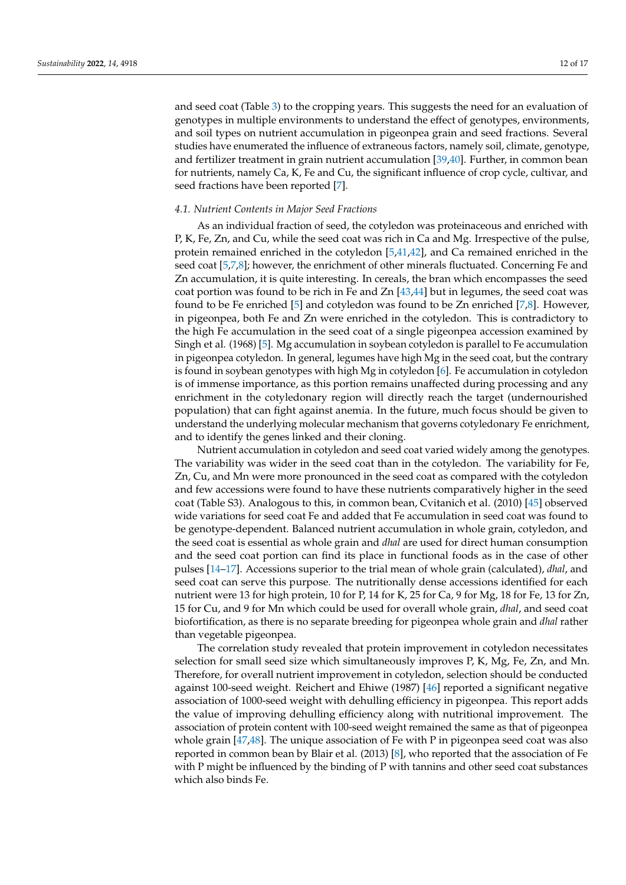and seed coat (Table 3) to the cropping years. This suggests the need for an evaluation of genotypes in multiple environments to understand the effect of genotypes, environments, and soil types on nutrient accumulation in pigeonpea grain and seed fractions. Several studies have enumerated the influence of extraneous factors, namely soil, climate, genotype, and fertilizer treatment in grain nutrient accumulation [39,40]. Further, in common bean for nutrients, namely Ca, K, Fe and Cu, the significant influence of crop cycle, cultivar, and seed fractions have been reported [7].

### 4.1. Nutrient Contents in Major Seed Fractions

As an individual fraction of seed, the cotyledon was proteinaceous and enriched with P, K, Fe, Zn, and Cu, while the seed coat was rich in Ca and Mg. Irrespective of the pulse, protein remained enriched in the cotyledon [5,41,42], and Ca remained enriched in the seed coat [5,7,8]; however, the enrichment of other minerals fluctuated. Concerning Fe and Zn accumulation, it is quite interesting. In cereals, the bran which encompasses the seed coat portion was found to be rich in Fe and Zn [43,44] but in legumes, the seed coat was found to be Fe enriched [5] and cotyledon was found to be Zn enriched [7,8]. However, in pigeonpea, both Fe and Zn were enriched in the cotyledon. This is contradictory to the high Fe accumulation in the seed coat of a single pigeonpea accession examined by Singh et al. (1968) [5]. Mg accumulation in soybean cotyledon is parallel to Fe accumulation in pigeonpea cotyledon. In general, legumes have high Mg in the seed coat, but the contrary is found in soybean genotypes with high Mg in cotyledon [6]. Fe accumulation in cotyledon is of immense importance, as this portion remains unaffected during processing and any enrichment in the cotyledonary region will directly reach the target (undernourished population) that can fight against anemia. In the future, much focus should be given to understand the underlying molecular mechanism that governs cotyledonary Fe enrichment, and to identify the genes linked and their cloning.

Nutrient accumulation in cotyledon and seed coat varied widely among the genotypes. The variability was wider in the seed coat than in the cotyledon. The variability for Fe, Zn, Cu, and Mn were more pronounced in the seed coat as compared with the cotyledon and few accessions were found to have these nutrients comparatively higher in the seed coat (Table S3). Analogous to this, in common bean, Cvitanich et al. (2010) [45] observed wide variations for seed coat Fe and added that Fe accumulation in seed coat was found to be genotype-dependent. Balanced nutrient accumulation in whole grain, cotyledon, and the seed coat is essential as whole grain and *dhal* are used for direct human consumption and the seed coat portion can find its place in functional foods as in the case of other pulses [14–17]. Accessions superior to the trial mean of whole grain (calculated), *dhal*, and seed coat can serve this purpose. The nutritionally dense accessions identified for each nutrient were 13 for high protein, 10 for P, 14 for K, 25 for Ca, 9 for Mg, 18 for Fe, 13 for Zn, 15 for Cu, and 9 for Mn which could be used for overall whole grain, *dhal*, and seed coat biofortification, as there is no separate breeding for pigeonpea whole grain and *dhal* rather than vegetable pigeonpea.

The correlation study revealed that protein improvement in cotyledon necessitates selection for small seed size which simultaneously improves P, K, Mg, Fe, Zn, and Mn. Therefore, for overall nutrient improvement in cotyledon, selection should be conducted against 100-seed weight. Reichert and Ehiwe (1987) [46] reported a significant negative association of 1000-seed weight with dehulling efficiency in pigeonpea. This report adds the value of improving dehulling efficiency along with nutritional improvement. The association of protein content with 100-seed weight remained the same as that of pigeonpea whole grain [47,48]. The unique association of Fe with P in pigeonpea seed coat was also reported in common bean by Blair et al. (2013) [8], who reported that the association of Fe with P might be influenced by the binding of P with tannins and other seed coat substances which also binds Fe.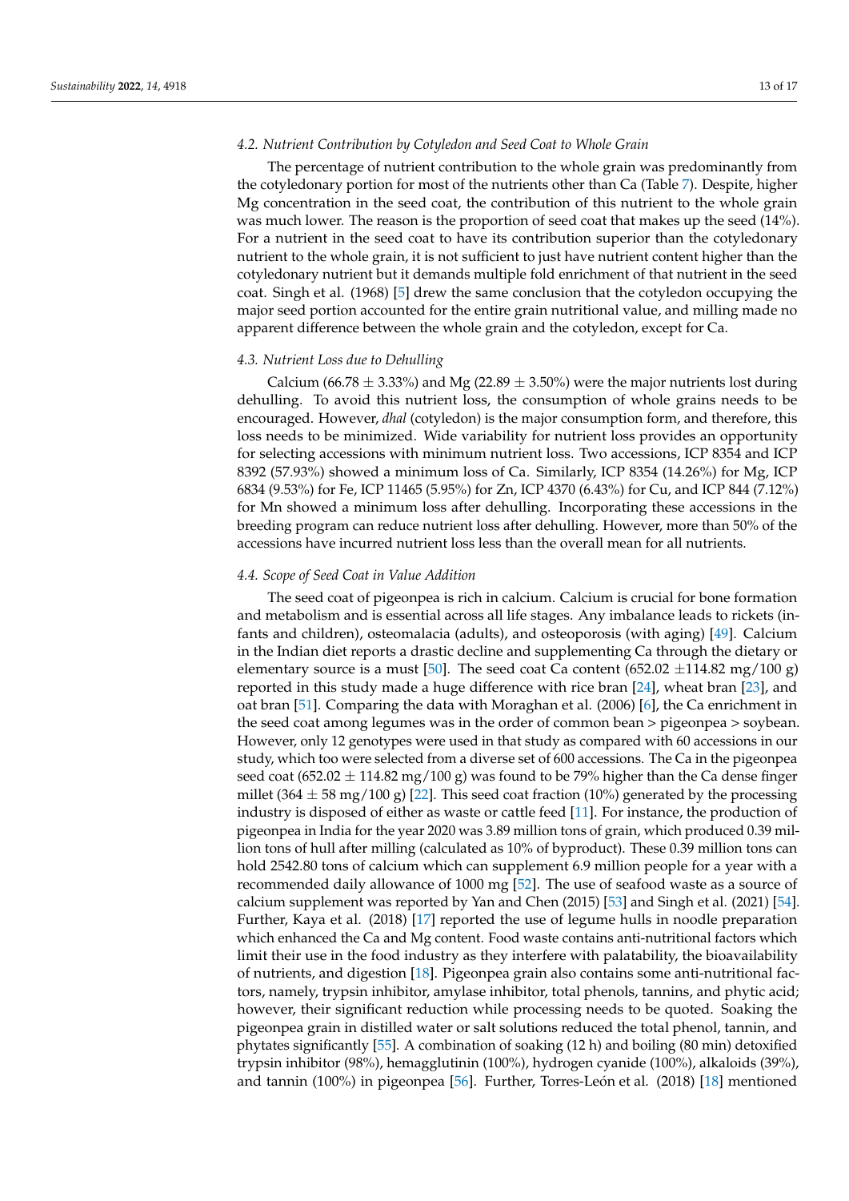### 4.2. Nutrient Contribution by Cotyledon and Seed Coat to Whole Grain

The percentage of nutrient contribution to the whole grain was predominantly from the cotyledonary portion for most of the nutrients other than Ca (Table 7). Despite, higher Mg concentration in the seed coat, the contribution of this nutrient to the whole grain was much lower. The reason is the proportion of seed coat that makes up the seed (14%). For a nutrient in the seed coat to have its contribution superior than the cotyledonary nutrient to the whole grain, it is not sufficient to just have nutrient content higher than the cotyledonary nutrient but it demands multiple fold enrichment of that nutrient in the seed coat. Singh et al. (1968) [5] drew the same conclusion that the cotyledon occupying the major seed portion accounted for the entire grain nutritional value, and milling made no apparent difference between the whole grain and the cotyledon, except for Ca.

### 4.3. Nutrient Loss due to Dehulling

Calcium (66.78 $\pm$ 3.33%) and Mg (22.89 $\pm$ 3.50%) were the major nutrients lost during dehulling. To avoid this nutrient loss, the consumption of whole grains needs to be encouraged. However, *dhal* (cotyledon) is the major consumption form, and therefore, this loss needs to be minimized. Wide variability for nutrient loss provides an opportunity for selecting accessions with minimum nutrient loss. Two accessions, ICP 8354 and ICP 8392 (57.93%) showed a minimum loss of Ca. Similarly, ICP 8354 (14.26%) for Mg, ICP 6834 (9.53%) for Fe, ICP 11465 (5.95%) for Zn, ICP 4370 (6.43%) for Cu, and ICP 844 (7.12%) for Mn showed a minimum loss after dehulling. Incorporating these accessions in the breeding program can reduce nutrient loss after dehulling. However, more than 50% of the accessions have incurred nutrient loss less than the overall mean for all nutrients.

### 4.4. Scope of Seed Coat in Value Addition

The seed coat of pigeonpea is rich in calcium. Calcium is crucial for bone formation and metabolism and is essential across all life stages. Any imbalance leads to rickets (infants and children), osteomalacia (adults), and osteoporosis (with aging) [49]. Calcium in the Indian diet reports a drastic decline and supplementing Ca through the dietary or elementary source is a must [50]. The seed coat Ca content (652.02 $\pm$114.82 mg/100 g) reported in this study made a huge difference with rice bran [24], wheat bran [23], and oat bran [51]. Comparing the data with Moraghan et al. (2006) [6], the Ca enrichment in the seed coat among legumes was in the order of common bean > pigeonpea > soybean. However, only 12 genotypes were used in that study as compared with 60 accessions in our study, which too were selected from a diverse set of 600 accessions. The Ca in the pigeonpea seed coat (652.02 $\pm$ 114.82 mg/100 g) was found to be 79% higher than the Ca dense finger millet (364 $\pm$ 58 mg/100 g) [22]. This seed coat fraction (10%) generated by the processing industry is disposed of either as waste or cattle feed [11]. For instance, the production of pigeonpea in India for the year 2020 was 3.89 million tons of grain, which produced 0.39 million tons of hull after milling (calculated as 10% of byproduct). These 0.39 million tons can hold 2542.80 tons of calcium which can supplement 6.9 million people for a year with a recommended daily allowance of 1000 mg [52]. The use of seafood waste as a source of calcium supplement was reported by Yan and Chen (2015) [53] and Singh et al. (2021) [54]. Further, Kaya et al. (2018) [17] reported the use of legume hulls in noodle preparation which enhanced the Ca and Mg content. Food waste contains anti-nutritional factors which limit their use in the food industry as they interfere with palatability, the bioavailability of nutrients, and digestion [18]. Pigeonpea grain also contains some anti-nutritional factors, namely, trypsin inhibitor, amylase inhibitor, total phenols, tannins, and phytic acid; however, their significant reduction while processing needs to be quoted. Soaking the pigeonpea grain in distilled water or salt solutions reduced the total phenol, tannin, and phytates significantly [55]. A combination of soaking (12 h) and boiling (80 min) detoxified trypsin inhibitor (98%), hemagglutinin (100%), hydrogen cyanide (100%), alkaloids (39%), and tannin (100%) in pigeonpea [56]. Further, Torres-León et al. (2018) [18] mentioned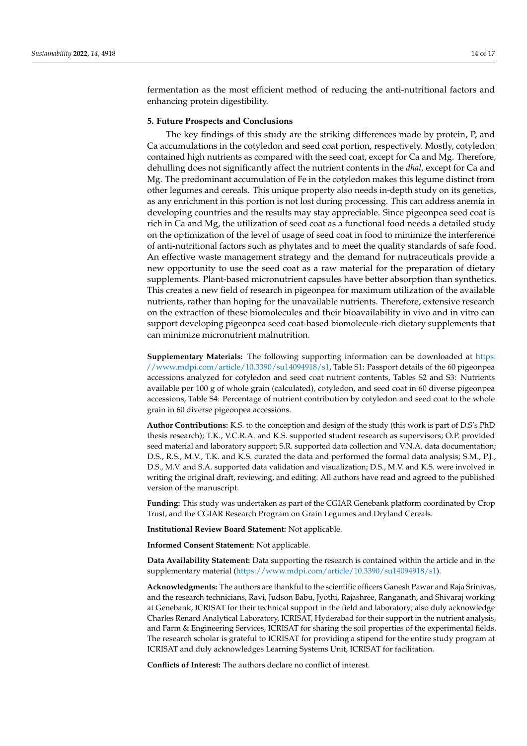fermentation as the most efficient method of reducing the anti-nutritional factors and enhancing protein digestibility.

## 5. Future Prospects and Conclusions

The key findings of this study are the striking differences made by protein, P, and Ca accumulations in the cotyledon and seed coat portion, respectively. Mostly, cotyledon contained high nutrients as compared with the seed coat, except for Ca and Mg. Therefore, dehulling does not significantly affect the nutrient contents in the *dhal,* except for Ca and Mg. The predominant accumulation of Fe in the cotyledon makes this legume distinct from other legumes and cereals. This unique property also needs in-depth study on its genetics, as any enrichment in this portion is not lost during processing. This can address anemia in developing countries and the results may stay appreciable. Since pigeonpea seed coat is rich in Ca and Mg, the utilization of seed coat as a functional food needs a detailed study on the optimization of the level of usage of seed coat in food to minimize the interference of anti-nutritional factors such as phytates and to meet the quality standards of safe food. An effective waste management strategy and the demand for nutraceuticals provide a new opportunity to use the seed coat as a raw material for the preparation of dietary supplements. Plant-based micronutrient capsules have better absorption than synthetics. This creates a new field of research in pigeonpea for maximum utilization of the available nutrients, rather than hoping for the unavailable nutrients. Therefore, extensive research on the extraction of these biomolecules and their bioavailability in vivo and in vitro can support developing pigeonpea seed coat-based biomolecule-rich dietary supplements that can minimize micronutrient malnutrition.

**Supplementary Materials:** The following supporting information can be downloaded at https://www.mdpi.com/article/10.3390/su14094918/s1, Table S1: Passport details of the 60 pigeonpea accessions analyzed for cotyledon and seed coat nutrient contents, Tables S2 and S3: Nutrients available per 100 g of whole grain (calculated), cotyledon, and seed coat in 60 diverse pigeonpea accessions, Table S4: Percentage of nutrient contribution by cotyledon and seed coat to the whole grain in 60 diverse pigeonpea accessions.

**Author Contributions:** K.S. to the conception and design of the study (this work is part of D.S's PhD thesis research); T.K., V.C.R.A. and K.S. supported student research as supervisors; O.P. provided seed material and laboratory support; S.R. supported data collection and V.N.A. data documentation; D.S., R.S., M.V., T.K. and K.S. curated the data and performed the formal data analysis; S.M., P.J., D.S., M.V. and S.A. supported data validation and visualization; D.S., M.V. and K.S. were involved in writing the original draft, reviewing, and editing. All authors have read and agreed to the published version of the manuscript.

**Funding:** This study was undertaken as part of the CGIAR Genebank platform coordinated by Crop Trust, and the CGIAR Research Program on Grain Legumes and Dryland Cereals.

**Institutional Review Board Statement:** Not applicable.

**Informed Consent Statement:** Not applicable.

**Data Availability Statement:** Data supporting the research is contained within the article and in the supplementary material (https://www.mdpi.com/article/10.3390/su14094918/s1).

**Acknowledgments:** The authors are thankful to the scientific officers Ganesh Pawar and Raja Srinivas, and the research technicians, Ravi, Judson Babu, Jyothi, Rajashree, Ranganath, and Shivaraj working at Genebank, ICRISAT for their technical support in the field and laboratory; also duly acknowledge Charles Renard Analytical Laboratory, ICRISAT, Hyderabad for their support in the nutrient analysis, and Farm & Engineering Services, ICRISAT for sharing the soil properties of the experimental fields. The research scholar is grateful to ICRISAT for providing a stipend for the entire study program at ICRISAT and duly acknowledges Learning Systems Unit, ICRISAT for facilitation.

**Conflicts of Interest:** The authors declare no conflict of interest.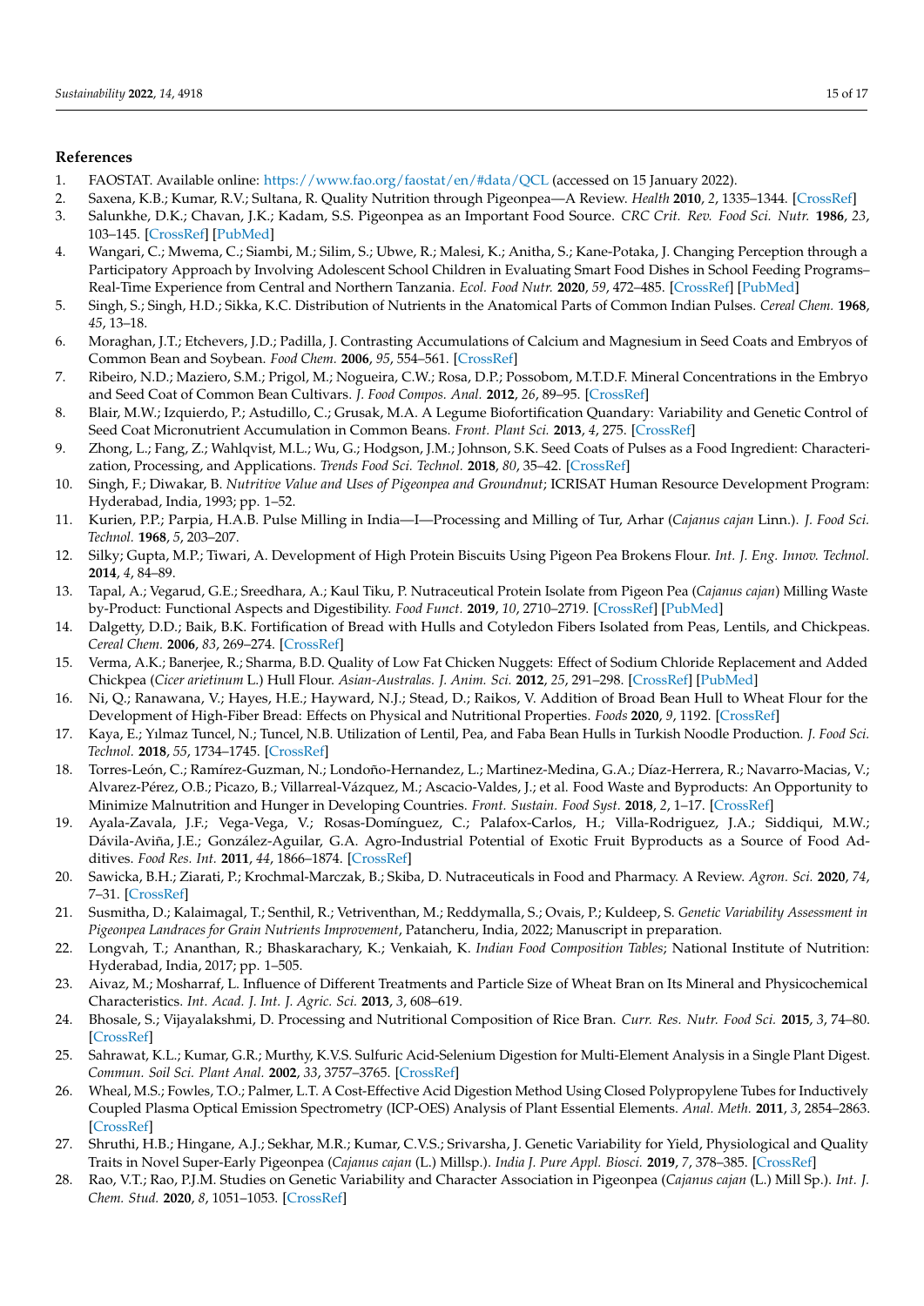## References

1. FAOSTAT. Available online: https://www.fao.org/faostat/en/#data/QCL (accessed on 15 January 2022).
2. Saxena, K.B.; Kumar, R.V.; Sultana, R. Quality Nutrition through Pigeonpea—A Review. *Health* **2010**, *2*, 1335–1344. [CrossRef]
3. Salunkhe, D.K.; Chavan, J.K.; Kadam, S.S. Pigeonpea as an Important Food Source. *CRC Crit. Rev. Food Sci. Nutr.* **1986**, *23*, 103–145. [CrossRef] [PubMed]
4. Wangari, C.; Mwema, C.; Siambi, M.; Silim, S.; Ubwe, R.; Malesi, K.; Anitha, S.; Kane-Potaka, J. Changing Perception through a Participatory Approach by Involving Adolescent School Children in Evaluating Smart Food Dishes in School Feeding Programs–Real-Time Experience from Central and Northern Tanzania. *Ecol. Food Nutr.* **2020**, *59*, 472–485. [CrossRef] [PubMed]
5. Singh, S.; Singh, H.D.; Sikka, K.C. Distribution of Nutrients in the Anatomical Parts of Common Indian Pulses. *Cereal Chem.* **1968**, *45*, 13–18.
6. Moraghan, J.T.; Etchevers, J.D.; Padilla, J. Contrasting Accumulations of Calcium and Magnesium in Seed Coats and Embryos of Common Bean and Soybean. *Food Chem.* **2006**, *95*, 554–561. [CrossRef]
7. Ribeiro, N.D.; Maziero, S.M.; Prigol, M.; Nogueira, C.W.; Rosa, D.P.; Possobom, M.T.D.F. Mineral Concentrations in the Embryo and Seed Coat of Common Bean Cultivars. *J. Food Compos. Anal.* **2012**, *26*, 89–95. [CrossRef]
8. Blair, M.W.; Izquierdo, P.; Astudillo, C.; Grusak, M.A. A Legume Biofortification Quandary: Variability and Genetic Control of Seed Coat Micronutrient Accumulation in Common Beans. *Front. Plant Sci.* **2013**, *4*, 275. [CrossRef]
9. Zhong, L.; Fang, Z.; Wahlqvist, M.L.; Wu, G.; Hodgson, J.M.; Johnson, S.K. Seed Coats of Pulses as a Food Ingredient: Characterization, Processing, and Applications. *Trends Food Sci. Technol.* **2018**, *80*, 35–42. [CrossRef]
10. Singh, F.; Diwakar, B. *Nutritive Value and Uses of Pigeonpea and Groundnut*; ICRISAT Human Resource Development Program: Hyderabad, India, 1993; pp. 1–52.
11. Kurien, P.P.; Parpia, H.A.B. Pulse Milling in India—I—Processing and Milling of Tur, Arhar (*Cajanus cajan* Linn.). *J. Food Sci. Technol.* **1968**, *5*, 203–207.
12. Silky; Gupta, M.P.; Tiwari, A. Development of High Protein Biscuits Using Pigeon Pea Brokens Flour. *Int. J. Eng. Innov. Technol.* **2014**, *4*, 84–89.
13. Tapal, A.; Vegarud, G.E.; Sreedhara, A.; Kaul Tiku, P. Nutraceutical Protein Isolate from Pigeon Pea (*Cajanus cajan*) Milling Waste by-Product: Functional Aspects and Digestibility. *Food Funct.* **2019**, *10*, 2710–2719. [CrossRef] [PubMed]
14. Dalgetty, D.D.; Baik, B.K. Fortification of Bread with Hulls and Cotyledon Fibers Isolated from Peas, Lentils, and Chickpeas. *Cereal Chem.* **2006**, *83*, 269–274. [CrossRef]
15. Verma, A.K.; Banerjee, R.; Sharma, B.D. Quality of Low Fat Chicken Nuggets: Effect of Sodium Chloride Replacement and Added Chickpea (*Cicer arietinum* L.) Hull Flour. *Asian-Australas. J. Anim. Sci.* **2012**, *25*, 291–298. [CrossRef] [PubMed]
16. Ni, Q.; Ranawana, V.; Hayes, H.E.; Hayward, N.J.; Stead, D.; Raikos, V. Addition of Broad Bean Hull to Wheat Flour for the Development of High-Fiber Bread: Effects on Physical and Nutritional Properties. *Foods* **2020**, *9*, 1192. [CrossRef]
17. Kaya, E.; Yılmaz Tuncel, N.; Tuncel, N.B. Utilization of Lentil, Pea, and Faba Bean Hulls in Turkish Noodle Production. *J. Food Sci. Technol.* **2018**, *55*, 1734–1745. [CrossRef]
18. Torres-León, C.; Ramírez-Guzman, N.; Londoño-Hernandez, L.; Martinez-Medina, G.A.; Díaz-Herrera, R.; Navarro-Macias, V.; Alvarez-Pérez, O.B.; Picazo, B.; Villarreal-Vázquez, M.; Ascacio-Valdes, J.; et al. Food Waste and Byproducts: An Opportunity to Minimize Malnutrition and Hunger in Developing Countries. *Front. Sustain. Food Syst.* **2018**, *2*, 1–17. [CrossRef]
19. Ayala-Zavala, J.F.; Vega-Vega, V.; Rosas-Domínguez, C.; Palafox-Carlos, H.; Villa-Rodriguez, J.A.; Siddiqui, M.W.; Dávila-Aviña, J.E.; González-Aguilar, G.A. Agro-Industrial Potential of Exotic Fruit Byproducts as a Source of Food Additives. *Food Res. Int.* **2011**, *44*, 1866–1874. [CrossRef]
20. Sawicka, B.H.; Ziarati, P.; Krochmal-Marczak, B.; Skiba, D. Nutraceuticals in Food and Pharmacy. A Review. *Agron. Sci.* **2020**, *74*, 7–31. [CrossRef]
21. Susmitha, D.; Kalaimagal, T.; Senthil, R.; Vetriventhan, M.; Reddymalla, S.; Ovais, P.; Kuldeep, S. *Genetic Variability Assessment in Pigeonpea Landraces for Grain Nutrients Improvement*, Patancheru, India, 2022; Manuscript in preparation.
22. Longvah, T.; Ananthan, R.; Bhaskarachary, K.; Venkaiah, K. *Indian Food Composition Tables*; National Institute of Nutrition: Hyderabad, India, 2017; pp. 1–505.
23. Aivaz, M.; Mosharraf, L. Influence of Different Treatments and Particle Size of Wheat Bran on Its Mineral and Physicochemical Characteristics. *Int. Acad. J. Int. J. Agric. Sci.* **2013**, *3*, 608–619.
24. Bhosale, S.; Vijayalakshmi, D. Processing and Nutritional Composition of Rice Bran. *Curr. Res. Nutr. Food Sci.* **2015**, *3*, 74–80. [CrossRef]
25. Sahrawat, K.L.; Kumar, G.R.; Murthy, K.V.S. Sulfuric Acid-Selenium Digestion for Multi-Element Analysis in a Single Plant Digest. *Commun. Soil Sci. Plant Anal.* **2002**, *33*, 3757–3765. [CrossRef]
26. Wheal, M.S.; Fowles, T.O.; Palmer, L.T. A Cost-Effective Acid Digestion Method Using Closed Polypropylene Tubes for Inductively Coupled Plasma Optical Emission Spectrometry (ICP-OES) Analysis of Plant Essential Elements. *Anal. Meth.* **2011**, *3*, 2854–2863. [CrossRef]
27. Shruthi, H.B.; Hingane, A.J.; Sekhar, M.R.; Kumar, C.V.S.; Srivarsha, J. Genetic Variability for Yield, Physiological and Quality Traits in Novel Super-Early Pigeonpea (*Cajanus cajan* (L.) Millsp.). *India J. Pure Appl. Biosci.* **2019**, *7*, 378–385. [CrossRef]
28. Rao, V.T.; Rao, P.J.M. Studies on Genetic Variability and Character Association in Pigeonpea (*Cajanus cajan* (L.) Mill Sp.). *Int. J. Chem. Stud.* **2020**, *8*, 1051–1053. [CrossRef]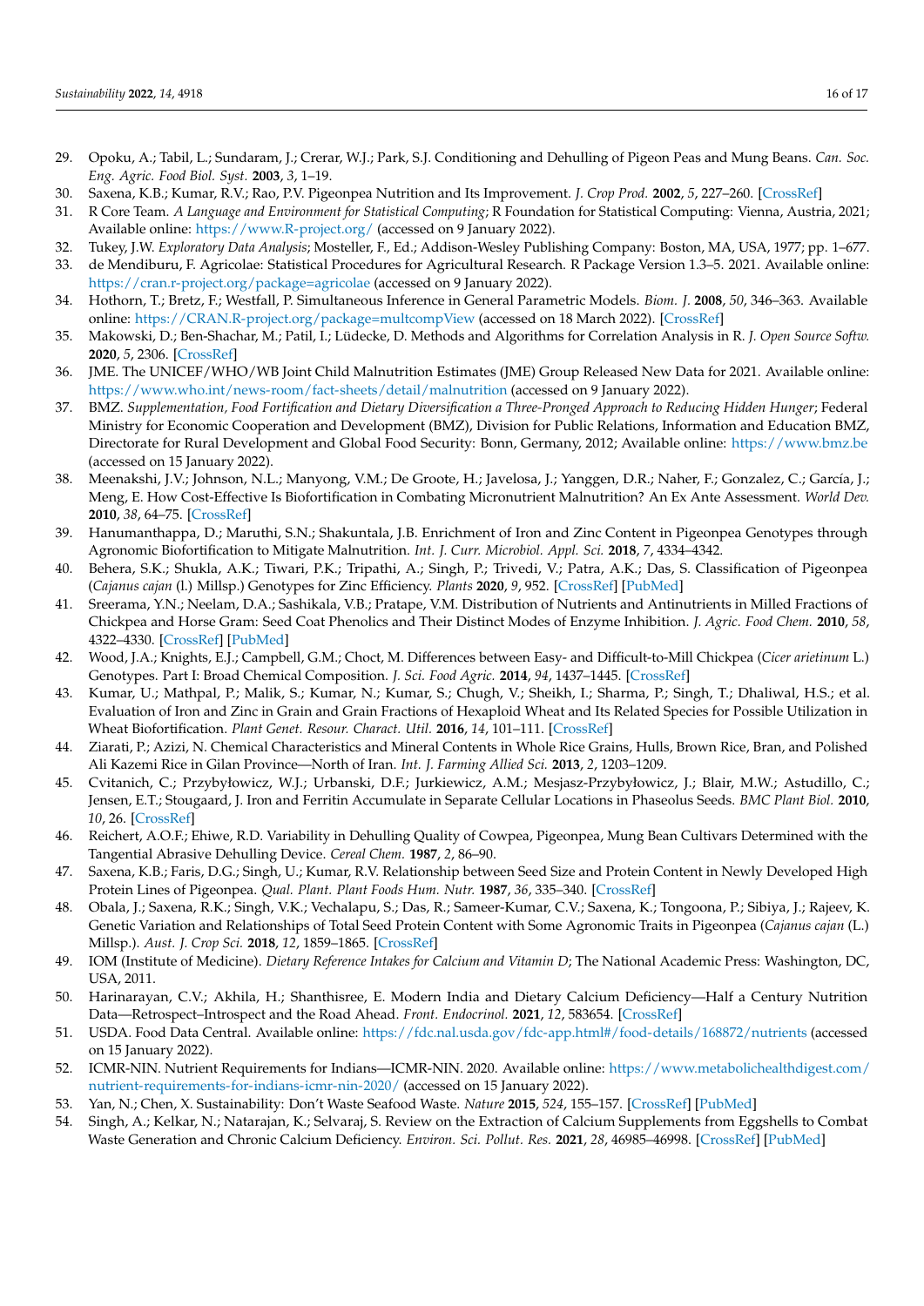29. Opoku, A.; Tabil, L.; Sundaram, J.; Crerar, W.J.; Park, S.J. Conditioning and Dehulling of Pigeon Peas and Mung Beans. *Can. Soc. Eng. Agric. Food Biol. Syst.* **2003**, *3*, 1–19.
30. Saxena, K.B.; Kumar, R.V.; Rao, P.V. Pigeonpea Nutrition and Its Improvement. *J. Crop Prod.* **2002**, *5*, 227–260. [CrossRef]
31. R Core Team. *A Language and Environment for Statistical Computing*; R Foundation for Statistical Computing: Vienna, Austria, 2021; Available online: https://www.R-project.org/ (accessed on 9 January 2022).
32. Tukey, J.W. *Exploratory Data Analysis*; Mosteller, F., Ed.; Addison-Wesley Publishing Company: Boston, MA, USA, 1977; pp. 1–677.
33. de Mendiburu, F. Agricolae: Statistical Procedures for Agricultural Research. R Package Version 1.3–5. 2021. Available online: https://cran.r-project.org/package=agricolae (accessed on 9 January 2022).
34. Hothorn, T.; Bretz, F.; Westfall, P. Simultaneous Inference in General Parametric Models. *Biom. J.* **2008**, *50*, 346–363. Available online: https://CRAN.R-project.org/package=multcompView (accessed on 18 March 2022). [CrossRef]
35. Makowski, D.; Ben-Shachar, M.; Patil, I.; Lüdecke, D. Methods and Algorithms for Correlation Analysis in R. *J. Open Source Softw.* **2020**, *5*, 2306. [CrossRef]
36. JME. The UNICEF/WHO/WB Joint Child Malnutrition Estimates (JME) Group Released New Data for 2021. Available online: https://www.who.int/news-room/fact-sheets/detail/malnutrition (accessed on 9 January 2022).
37. BMZ. *Supplementation, Food Fortification and Dietary Diversification a Three-Pronged Approach to Reducing Hidden Hunger*; Federal Ministry for Economic Cooperation and Development (BMZ), Division for Public Relations, Information and Education BMZ, Directorate for Rural Development and Global Food Security: Bonn, Germany, 2012; Available online: https://www.bmz.be (accessed on 15 January 2022).
38. Meenakshi, J.V.; Johnson, N.L.; Manyong, V.M.; De Groote, H.; Javelosa, J.; Yanggen, D.R.; Naher, F.; Gonzalez, C.; García, J.; Meng, E. How Cost-Effective Is Biofortification in Combating Micronutrient Malnutrition? An Ex Ante Assessment. *World Dev.* **2010**, *38*, 64–75. [CrossRef]
39. Hanumanthappa, D.; Maruthi, S.N.; Shakuntala, J.B. Enrichment of Iron and Zinc Content in Pigeonpea Genotypes through Agronomic Biofortification to Mitigate Malnutrition. *Int. J. Curr. Microbiol. Appl. Sci.* **2018**, *7*, 4334–4342.
40. Behera, S.K.; Shukla, A.K.; Tiwari, P.K.; Tripathi, A.; Singh, P.; Trivedi, V.; Patra, A.K.; Das, S. Classification of Pigeonpea (*Cajanus cajan* (l.) Millsp.) Genotypes for Zinc Efficiency. *Plants* **2020**, *9*, 952. [CrossRef] [PubMed]
41. Sreerama, Y.N.; Neelam, D.A.; Sashikala, V.B.; Pratape, V.M. Distribution of Nutrients and Antinutrients in Milled Fractions of Chickpea and Horse Gram: Seed Coat Phenolics and Their Distinct Modes of Enzyme Inhibition. *J. Agric. Food Chem.* **2010**, *58*, 4322–4330. [CrossRef] [PubMed]
42. Wood, J.A.; Knights, E.J.; Campbell, G.M.; Choct, M. Differences between Easy- and Difficult-to-Mill Chickpea (*Cicer arietinum* L.) Genotypes. Part I: Broad Chemical Composition. *J. Sci. Food Agric.* **2014**, *94*, 1437–1445. [CrossRef]
43. Kumar, U.; Mathpal, P.; Malik, S.; Kumar, N.; Kumar, S.; Chugh, V.; Sheikh, I.; Sharma, P.; Singh, T.; Dhaliwal, H.S.; et al. Evaluation of Iron and Zinc in Grain and Grain Fractions of Hexaploid Wheat and Its Related Species for Possible Utilization in Wheat Biofortification. *Plant Genet. Resour. Charact. Util.* **2016**, *14*, 101–111. [CrossRef]
44. Ziarati, P.; Azizi, N. Chemical Characteristics and Mineral Contents in Whole Rice Grains, Hulls, Brown Rice, Bran, and Polished Ali Kazemi Rice in Gilan Province—North of Iran. *Int. J. Farming Allied Sci.* **2013**, *2*, 1203–1209.
45. Cvitanich, C.; Przybyłowicz, W.J.; Urbanski, D.F.; Jurkiewicz, A.M.; Mesjasz-Przybyłowicz, J.; Blair, M.W.; Astudillo, C.; Jensen, E.T.; Stougaard, J. Iron and Ferritin Accumulate in Separate Cellular Locations in Phaseolus Seeds. *BMC Plant Biol.* **2010**, *10*, 26. [CrossRef]
46. Reichert, A.O.F.; Ehiwe, R.D. Variability in Dehulling Quality of Cowpea, Pigeonpea, Mung Bean Cultivars Determined with the Tangential Abrasive Dehulling Device. *Cereal Chem.* **1987**, *2*, 86–90.
47. Saxena, K.B.; Faris, D.G.; Singh, U.; Kumar, R.V. Relationship between Seed Size and Protein Content in Newly Developed High Protein Lines of Pigeonpea. *Qual. Plant. Plant Foods Hum. Nutr.* **1987**, *36*, 335–340. [CrossRef]
48. Obala, J.; Saxena, R.K.; Singh, V.K.; Vechalapu, S.; Das, R.; Sameer-Kumar, C.V.; Saxena, K.; Tongoona, P.; Sibiya, J.; Rajeev, K. Genetic Variation and Relationships of Total Seed Protein Content with Some Agronomic Traits in Pigeonpea (*Cajanus cajan* (L.) Millsp.). *Aust. J. Crop Sci.* **2018**, *12*, 1859–1865. [CrossRef]
49. IOM (Institute of Medicine). *Dietary Reference Intakes for Calcium and Vitamin D*; The National Academic Press: Washington, DC, USA, 2011.
50. Harinarayan, C.V.; Akhila, H.; Shanthisree, E. Modern India and Dietary Calcium Deficiency—Half a Century Nutrition Data—Retrospect–Introspect and the Road Ahead. *Front. Endocrinol.* **2021**, *12*, 583654. [CrossRef]
51. USDA. Food Data Central. Available online: https://fdc.nal.usda.gov/fdc-app.html#/food-details/168872/nutrients (accessed on 15 January 2022).
52. ICMR-NIN. Nutrient Requirements for Indians—ICMR-NIN. 2020. Available online: https://www.metabolichealthdigest.com/nutrient-requirements-for-indians-icmr-nin-2020/ (accessed on 15 January 2022).
53. Yan, N.; Chen, X. Sustainability: Don't Waste Seafood Waste. *Nature* **2015**, *524*, 155–157. [CrossRef] [PubMed]
54. Singh, A.; Kelkar, N.; Natarajan, K.; Selvaraj, S. Review on the Extraction of Calcium Supplements from Eggshells to Combat Waste Generation and Chronic Calcium Deficiency. *Environ. Sci. Pollut. Res.* **2021**, *28*, 46985–46998. [CrossRef] [PubMed]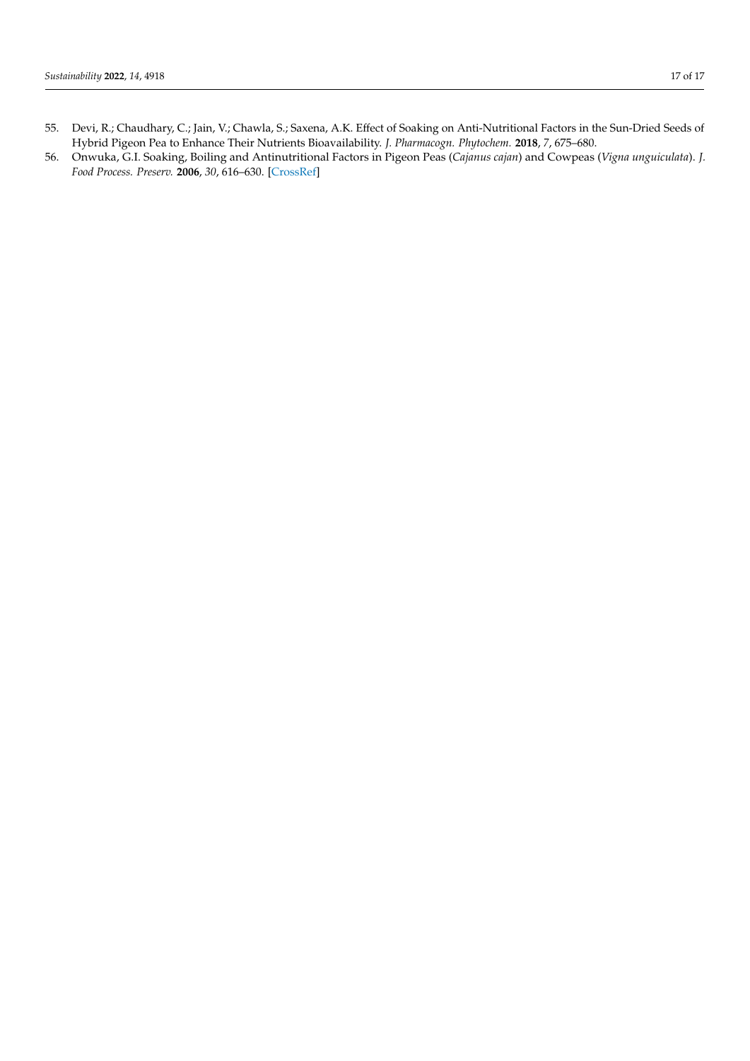55. Devi, R.; Chaudhary, C.; Jain, V.; Chawla, S.; Saxena, A.K. Effect of Soaking on Anti-Nutritional Factors in the Sun-Dried Seeds of Hybrid Pigeon Pea to Enhance Their Nutrients Bioavailability. *J. Pharmacogn. Phytochem.* **2018**, *7*, 675–680.
56. Onwuka, G.I. Soaking, Boiling and Antinutritional Factors in Pigeon Peas (*Cajanus cajan*) and Cowpeas (*Vigna unguiculata*). *J. Food Process. Preserv.* **2006**, *30*, 616–630. [CrossRef]